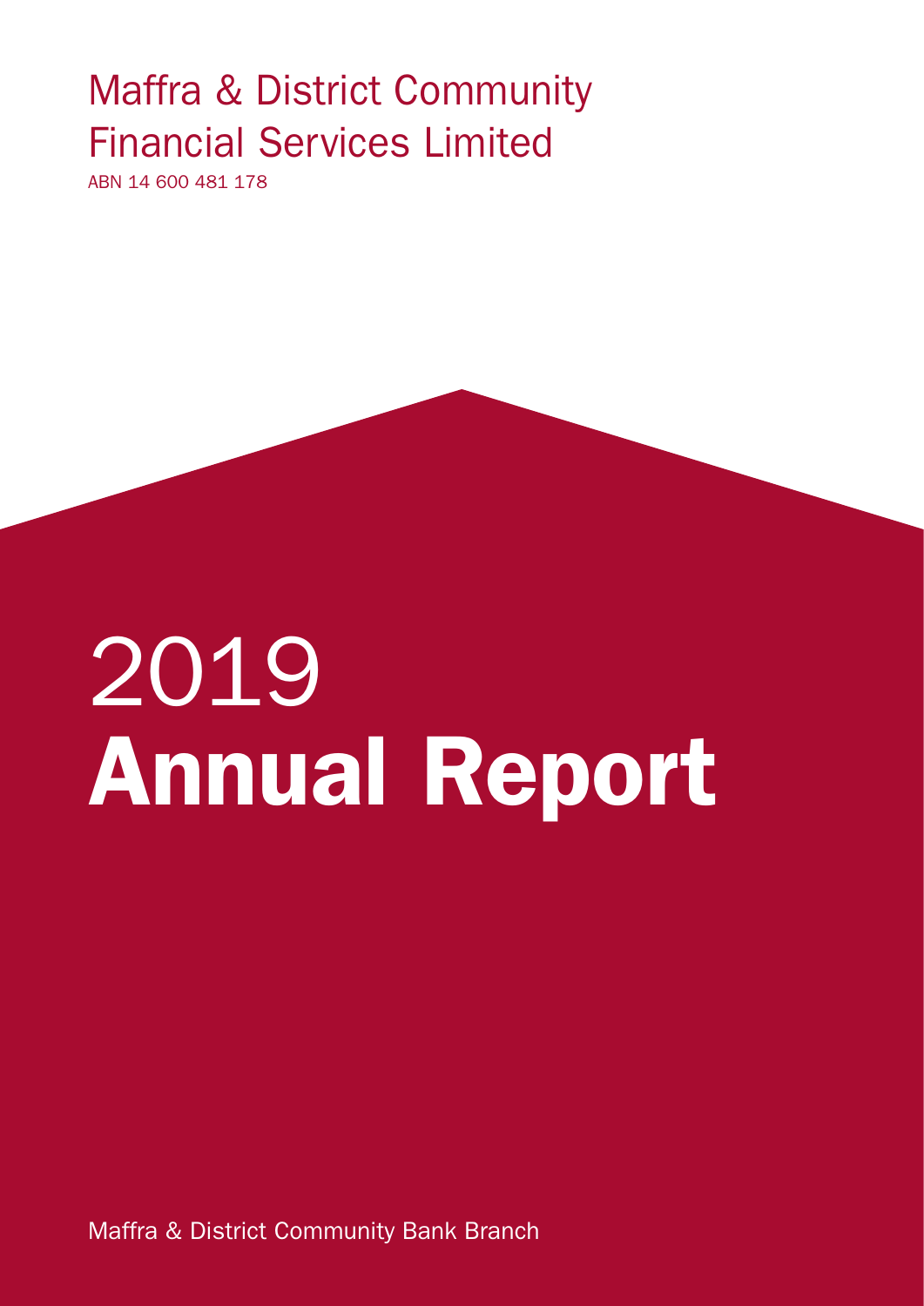# Maffra & District Community Financial Services Limited

ABN 14 600 481 178

# 2019 Annual Report

Maffra & District Community Bank Branch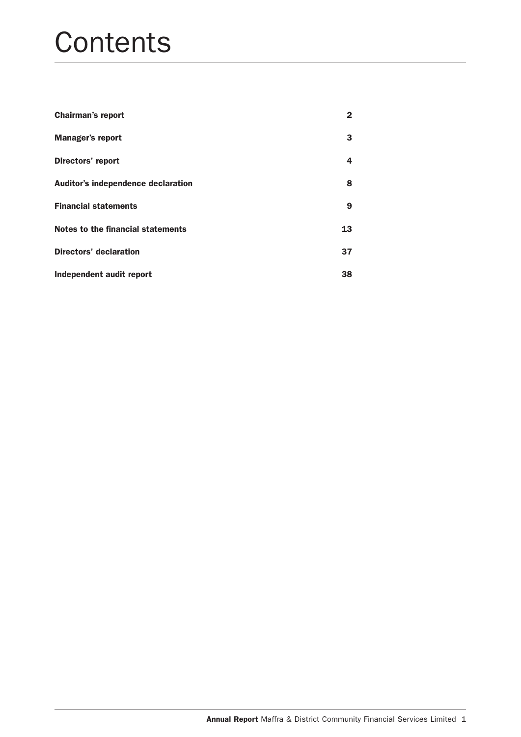# Contents

| | |
|---|---|
| **Chairman's report** | **2** |
| **Manager's report** | **3** |
| **Directors' report** | **4** |
| **Auditor's independence declaration** | **8** |
| **Financial statements** | **9** |
| **Notes to the financial statements** | **13** |
| **Directors' declaration** | **37** |
| **Independent audit report** | **38** |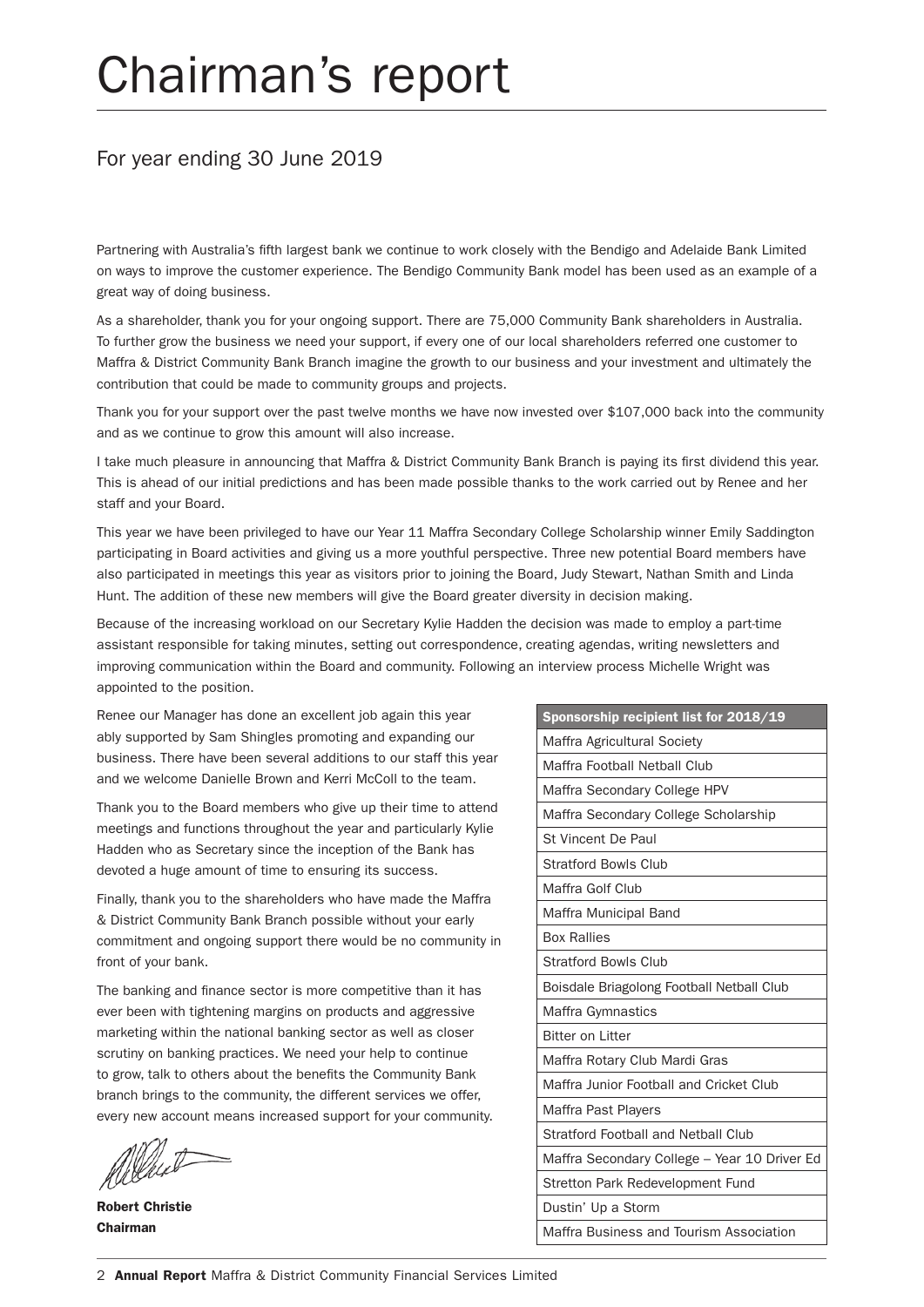# Chairman's report

## For year ending 30 June 2019

Partnering with Australia's fifth largest bank we continue to work closely with the Bendigo and Adelaide Bank Limited on ways to improve the customer experience. The Bendigo Community Bank model has been used as an example of a great way of doing business.

As a shareholder, thank you for your ongoing support. There are 75,000 Community Bank shareholders in Australia. To further grow the business we need your support, if every one of our local shareholders referred one customer to Maffra & District Community Bank Branch imagine the growth to our business and your investment and ultimately the contribution that could be made to community groups and projects.

Thank you for your support over the past twelve months we have now invested over $107,000 back into the community and as we continue to grow this amount will also increase.

I take much pleasure in announcing that Maffra & District Community Bank Branch is paying its first dividend this year. This is ahead of our initial predictions and has been made possible thanks to the work carried out by Renee and her staff and your Board.

This year we have been privileged to have our Year 11 Maffra Secondary College Scholarship winner Emily Saddington participating in Board activities and giving us a more youthful perspective. Three new potential Board members have also participated in meetings this year as visitors prior to joining the Board, Judy Stewart, Nathan Smith and Linda Hunt. The addition of these new members will give the Board greater diversity in decision making.

Because of the increasing workload on our Secretary Kylie Hadden the decision was made to employ a part-time assistant responsible for taking minutes, setting out correspondence, creating agendas, writing newsletters and improving communication within the Board and community. Following an interview process Michelle Wright was appointed to the position.

Renee our Manager has done an excellent job again this year ably supported by Sam Shingles promoting and expanding our business. There have been several additions to our staff this year and we welcome Danielle Brown and Kerri McColl to the team.

Thank you to the Board members who give up their time to attend meetings and functions throughout the year and particularly Kylie Hadden who as Secretary since the inception of the Bank has devoted a huge amount of time to ensuring its success.

Finally, thank you to the shareholders who have made the Maffra & District Community Bank Branch possible without your early commitment and ongoing support there would be no community in front of your bank.

The banking and finance sector is more competitive than it has ever been with tightening margins on products and aggressive marketing within the national banking sector as well as closer scrutiny on banking practices. We need your help to continue to grow, talk to others about the benefits the Community Bank branch brings to the community, the different services we offer, every new account means increased support for your community.

**Robert Christie**
**Chairman**

| Sponsorship recipient list for 2018/19 |
|---|
| Maffra Agricultural Society |
| Maffra Football Netball Club |
| Maffra Secondary College HPV |
| Maffra Secondary College Scholarship |
| St Vincent De Paul |
| Stratford Bowls Club |
| Maffra Golf Club |
| Maffra Municipal Band |
| Box Rallies |
| Stratford Bowls Club |
| Boisdale Briagolong Football Netball Club |
| Maffra Gymnastics |
| Bitter on Litter |
| Maffra Rotary Club Mardi Gras |
| Maffra Junior Football and Cricket Club |
| Maffra Past Players |
| Stratford Football and Netball Club |
| Maffra Secondary College – Year 10 Driver Ed |
| Stretton Park Redevelopment Fund |
| Dustin' Up a Storm |
| Maffra Business and Tourism Association |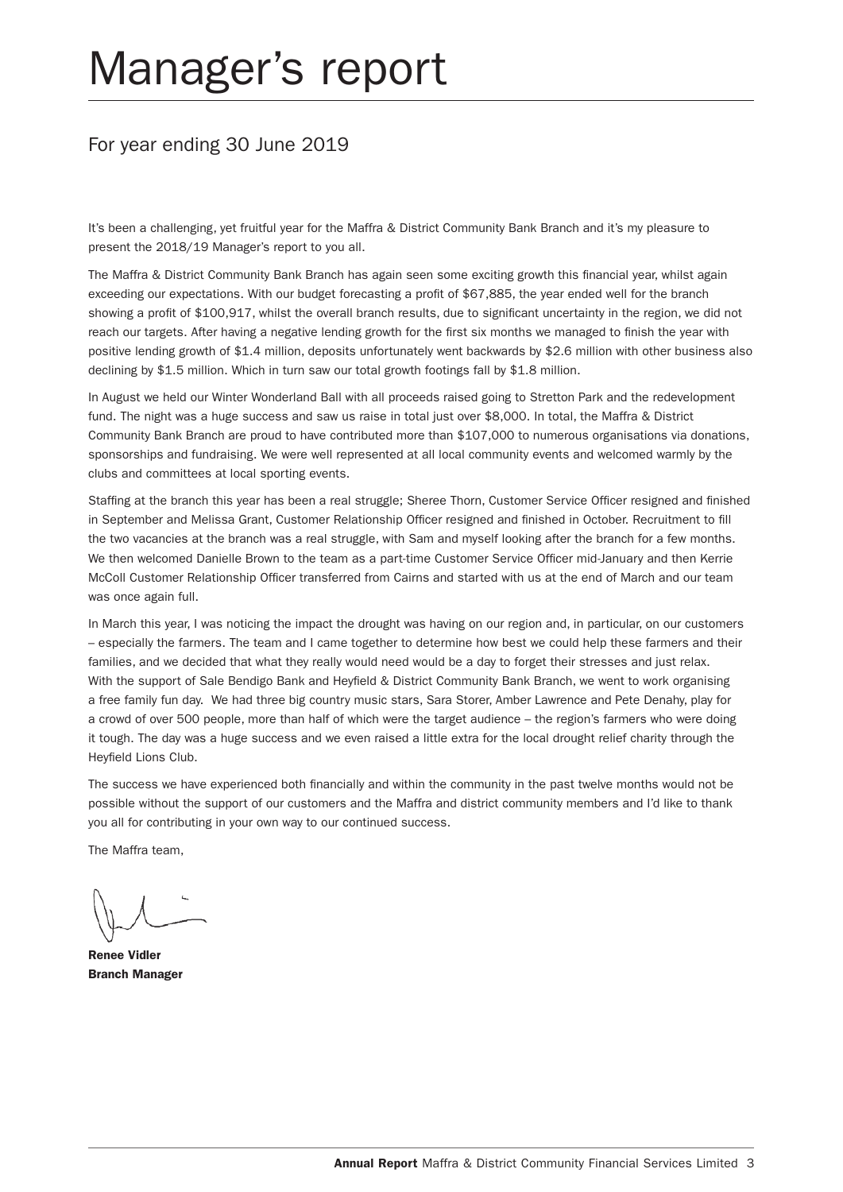# Manager's report

## For year ending 30 June 2019

It's been a challenging, yet fruitful year for the Maffra & District Community Bank Branch and it's my pleasure to present the 2018/19 Manager's report to you all.

The Maffra & District Community Bank Branch has again seen some exciting growth this financial year, whilst again exceeding our expectations. With our budget forecasting a profit of $67,885, the year ended well for the branch showing a profit of $100,917, whilst the overall branch results, due to significant uncertainty in the region, we did not reach our targets. After having a negative lending growth for the first six months we managed to finish the year with positive lending growth of $1.4 million, deposits unfortunately went backwards by $2.6 million with other business also declining by $1.5 million. Which in turn saw our total growth footings fall by $1.8 million.

In August we held our Winter Wonderland Ball with all proceeds raised going to Stretton Park and the redevelopment fund. The night was a huge success and saw us raise in total just over $8,000. In total, the Maffra & District Community Bank Branch are proud to have contributed more than $107,000 to numerous organisations via donations, sponsorships and fundraising. We were well represented at all local community events and welcomed warmly by the clubs and committees at local sporting events.

Staffing at the branch this year has been a real struggle; Sheree Thorn, Customer Service Officer resigned and finished in September and Melissa Grant, Customer Relationship Officer resigned and finished in October. Recruitment to fill the two vacancies at the branch was a real struggle, with Sam and myself looking after the branch for a few months. We then welcomed Danielle Brown to the team as a part-time Customer Service Officer mid-January and then Kerrie McColl Customer Relationship Officer transferred from Cairns and started with us at the end of March and our team was once again full.

In March this year, I was noticing the impact the drought was having on our region and, in particular, on our customers – especially the farmers. The team and I came together to determine how best we could help these farmers and their families, and we decided that what they really would need would be a day to forget their stresses and just relax. With the support of Sale Bendigo Bank and Heyfield & District Community Bank Branch, we went to work organising a free family fun day. We had three big country music stars, Sara Storer, Amber Lawrence and Pete Denahy, play for a crowd of over 500 people, more than half of which were the target audience – the region's farmers who were doing it tough. The day was a huge success and we even raised a little extra for the local drought relief charity through the Heyfield Lions Club.

The success we have experienced both financially and within the community in the past twelve months would not be possible without the support of our customers and the Maffra and district community members and I'd like to thank you all for contributing in your own way to our continued success.

The Maffra team,

**Renee Vidler**
**Branch Manager**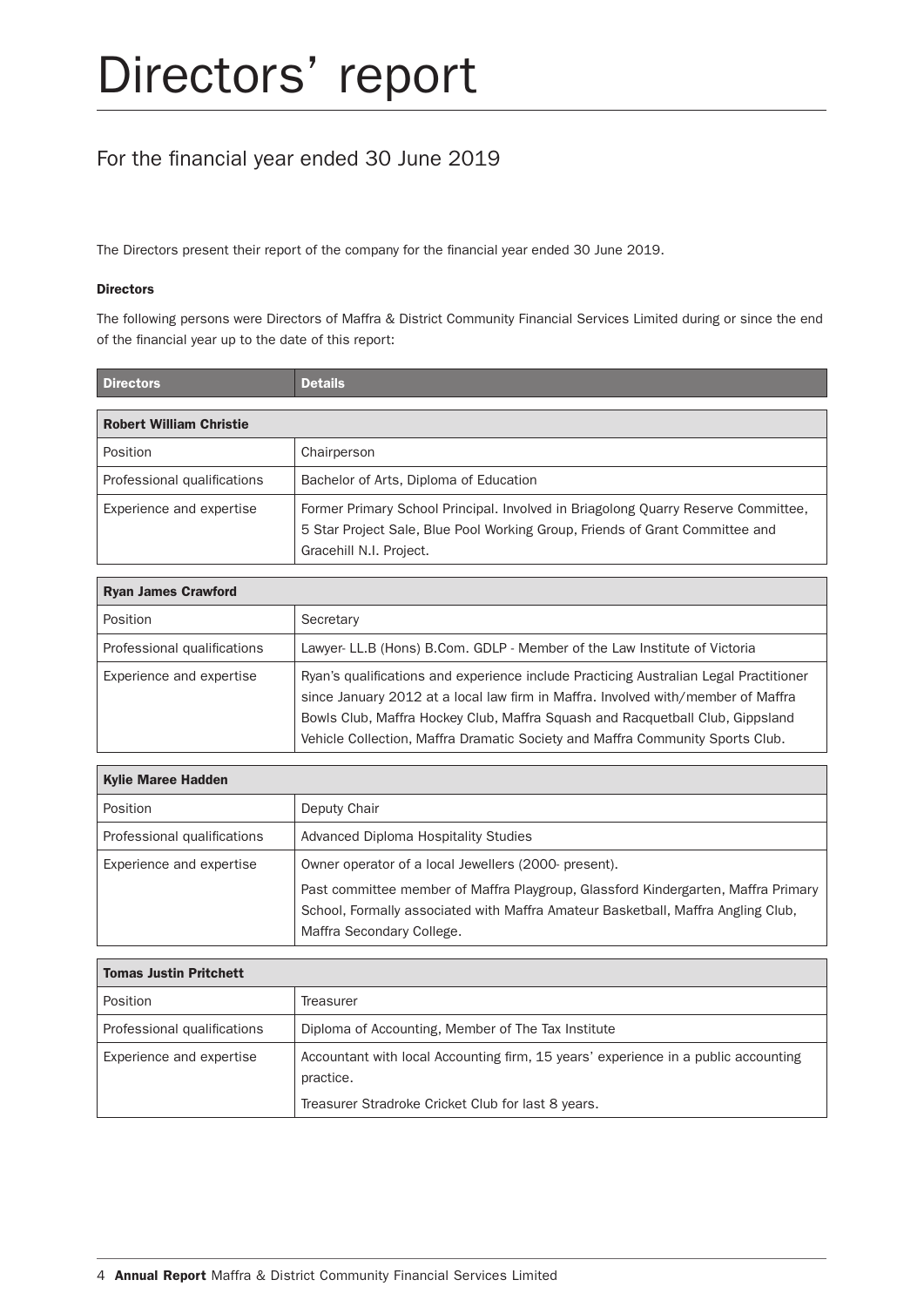# Directors' report

## For the financial year ended 30 June 2019

The Directors present their report of the company for the financial year ended 30 June 2019.

**Directors**

The following persons were Directors of Maffra & District Community Financial Services Limited during or since the end of the financial year up to the date of this report:

| Directors | Details |
|---|---|
| **Robert William Christie** | |
| Position | Chairperson |
| Professional qualifications | Bachelor of Arts, Diploma of Education |
| Experience and expertise | Former Primary School Principal. Involved in Briagolong Quarry Reserve Committee, 5 Star Project Sale, Blue Pool Working Group, Friends of Grant Committee and Gracehill N.I. Project. |
| **Ryan James Crawford** | |
| Position | Secretary |
| Professional qualifications | Lawyer- LL.B (Hons) B.Com. GDLP - Member of the Law Institute of Victoria |
| Experience and expertise | Ryan's qualifications and experience include Practicing Australian Legal Practitioner since January 2012 at a local law firm in Maffra. Involved with/member of Maffra Bowls Club, Maffra Hockey Club, Maffra Squash and Racquetball Club, Gippsland Vehicle Collection, Maffra Dramatic Society and Maffra Community Sports Club. |
| **Kylie Maree Hadden** | |
| Position | Deputy Chair |
| Professional qualifications | Advanced Diploma Hospitality Studies |
| Experience and expertise | Owner operator of a local Jewellers (2000- present). Past committee member of Maffra Playgroup, Glassford Kindergarten, Maffra Primary School, Formally associated with Maffra Amateur Basketball, Maffra Angling Club, Maffra Secondary College. |
| **Tomas Justin Pritchett** | |
| Position | Treasurer |
| Professional qualifications | Diploma of Accounting, Member of The Tax Institute |
| Experience and expertise | Accountant with local Accounting firm, 15 years' experience in a public accounting practice. Treasurer Stradroke Cricket Club for last 8 years. |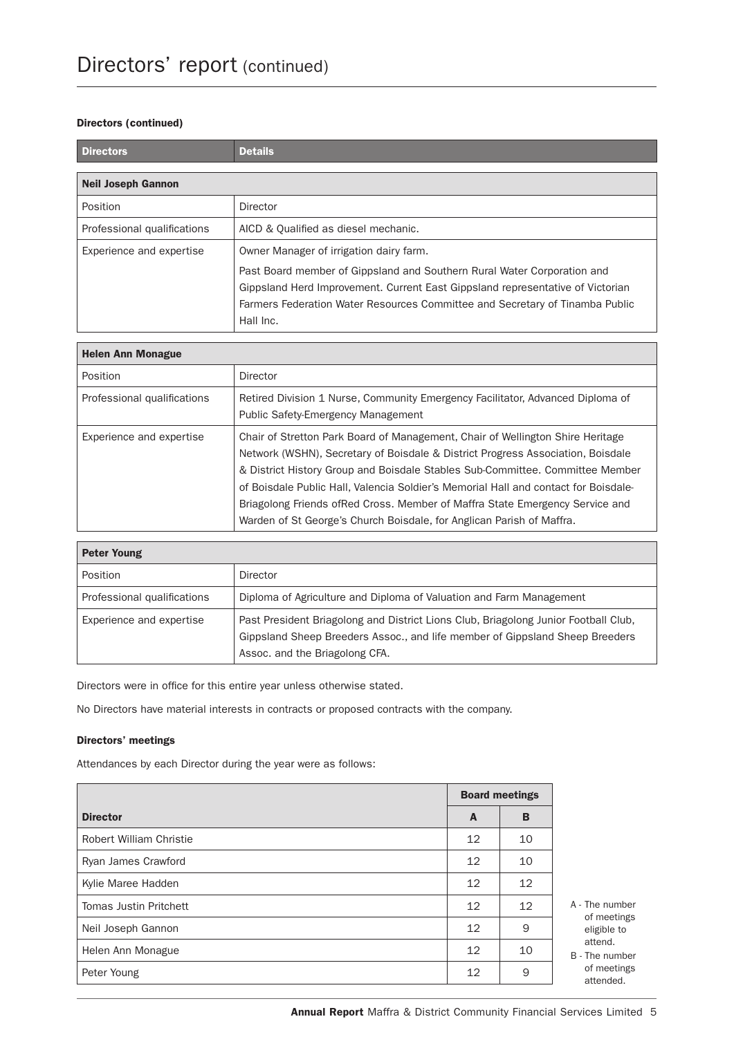# Directors' report (continued)

### Directors (continued)

| Directors | Details |
|---|---|
| **Neil Joseph Gannon** | |
| Position | Director |
| Professional qualifications | AICD & Qualified as diesel mechanic. |
| Experience and expertise | Owner Manager of irrigation dairy farm.<br>Past Board member of Gippsland and Southern Rural Water Corporation and Gippsland Herd Improvement. Current East Gippsland representative of Victorian Farmers Federation Water Resources Committee and Secretary of Tinamba Public Hall Inc. |
| **Helen Ann Monague** | |
| Position | Director |
| Professional qualifications | Retired Division 1 Nurse, Community Emergency Facilitator, Advanced Diploma of Public Safety-Emergency Management |
| Experience and expertise | Chair of Stretton Park Board of Management, Chair of Wellington Shire Heritage Network (WSHN), Secretary of Boisdale & District Progress Association, Boisdale & District History Group and Boisdale Stables Sub-Committee. Committee Member of Boisdale Public Hall, Valencia Soldier's Memorial Hall and contact for Boisdale-Briagolong Friends ofRed Cross. Member of Maffra State Emergency Service and Warden of St George's Church Boisdale, for Anglican Parish of Maffra. |
| **Peter Young** | |
| Position | Director |
| Professional qualifications | Diploma of Agriculture and Diploma of Valuation and Farm Management |
| Experience and expertise | Past President Briagolong and District Lions Club, Briagolong Junior Football Club, Gippsland Sheep Breeders Assoc., and life member of Gippsland Sheep Breeders Assoc. and the Briagolong CFA. |

Directors were in office for this entire year unless otherwise stated.

No Directors have material interests in contracts or proposed contracts with the company.

### Directors' meetings

Attendances by each Director during the year were as follows:

| | Board meetings | |
|---|---|---|
| **Director** | **A** | **B** |
| Robert William Christie | 12 | 10 |
| Ryan James Crawford | 12 | 10 |
| Kylie Maree Hadden | 12 | 12 |
| Tomas Justin Pritchett | 12 | 12 |
| Neil Joseph Gannon | 12 | 9 |
| Helen Ann Monague | 12 | 10 |
| Peter Young | 12 | 9 |

A - The number of meetings eligible to attend.
B - The number of meetings attended.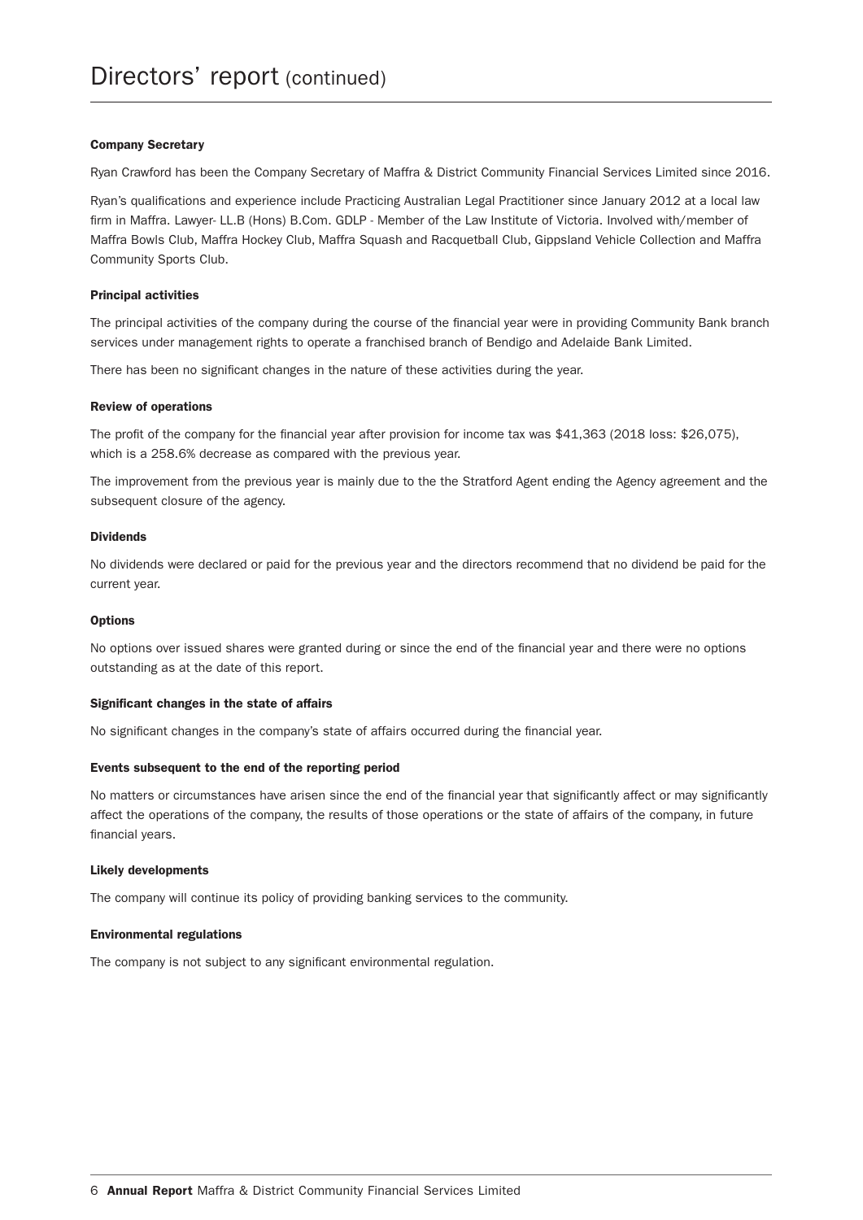# Directors' report (continued)

### Company Secretary

Ryan Crawford has been the Company Secretary of Maffra & District Community Financial Services Limited since 2016.

Ryan's qualifications and experience include Practicing Australian Legal Practitioner since January 2012 at a local law firm in Maffra. Lawyer- LL.B (Hons) B.Com. GDLP - Member of the Law Institute of Victoria. Involved with/member of Maffra Bowls Club, Maffra Hockey Club, Maffra Squash and Racquetball Club, Gippsland Vehicle Collection and Maffra Community Sports Club.

### Principal activities

The principal activities of the company during the course of the financial year were in providing Community Bank branch services under management rights to operate a franchised branch of Bendigo and Adelaide Bank Limited.

There has been no significant changes in the nature of these activities during the year.

### Review of operations

The profit of the company for the financial year after provision for income tax was $41,363 (2018 loss: $26,075), which is a 258.6% decrease as compared with the previous year.

The improvement from the previous year is mainly due to the the Stratford Agent ending the Agency agreement and the subsequent closure of the agency.

### Dividends

No dividends were declared or paid for the previous year and the directors recommend that no dividend be paid for the current year.

### Options

No options over issued shares were granted during or since the end of the financial year and there were no options outstanding as at the date of this report.

### Significant changes in the state of affairs

No significant changes in the company's state of affairs occurred during the financial year.

### Events subsequent to the end of the reporting period

No matters or circumstances have arisen since the end of the financial year that significantly affect or may significantly affect the operations of the company, the results of those operations or the state of affairs of the company, in future financial years.

### Likely developments

The company will continue its policy of providing banking services to the community.

### Environmental regulations

The company is not subject to any significant environmental regulation.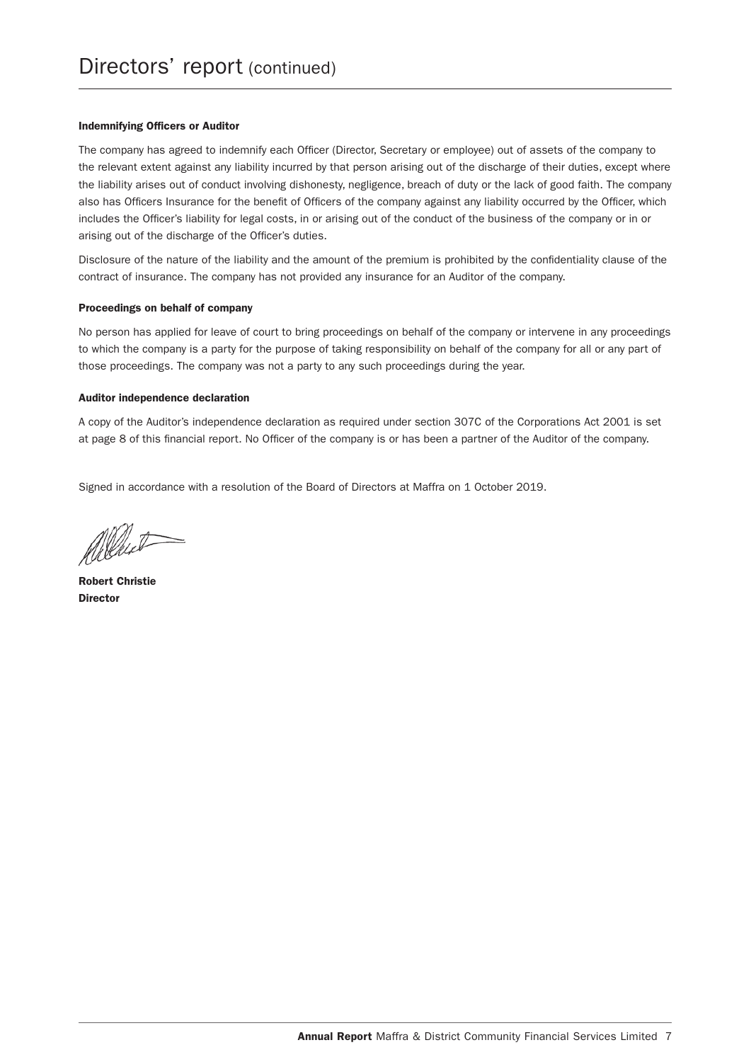# Directors' report (continued)

### Indemnifying Officers or Auditor

The company has agreed to indemnify each Officer (Director, Secretary or employee) out of assets of the company to the relevant extent against any liability incurred by that person arising out of the discharge of their duties, except where the liability arises out of conduct involving dishonesty, negligence, breach of duty or the lack of good faith. The company also has Officers Insurance for the benefit of Officers of the company against any liability occurred by the Officer, which includes the Officer's liability for legal costs, in or arising out of the conduct of the business of the company or in or arising out of the discharge of the Officer's duties.

Disclosure of the nature of the liability and the amount of the premium is prohibited by the confidentiality clause of the contract of insurance. The company has not provided any insurance for an Auditor of the company.

### Proceedings on behalf of company

No person has applied for leave of court to bring proceedings on behalf of the company or intervene in any proceedings to which the company is a party for the purpose of taking responsibility on behalf of the company for all or any part of those proceedings. The company was not a party to any such proceedings during the year.

### Auditor independence declaration

A copy of the Auditor's independence declaration as required under section 307C of the Corporations Act 2001 is set at page 8 of this financial report. No Officer of the company is or has been a partner of the Auditor of the company.

Signed in accordance with a resolution of the Board of Directors at Maffra on 1 October 2019.

**Robert Christie**
**Director**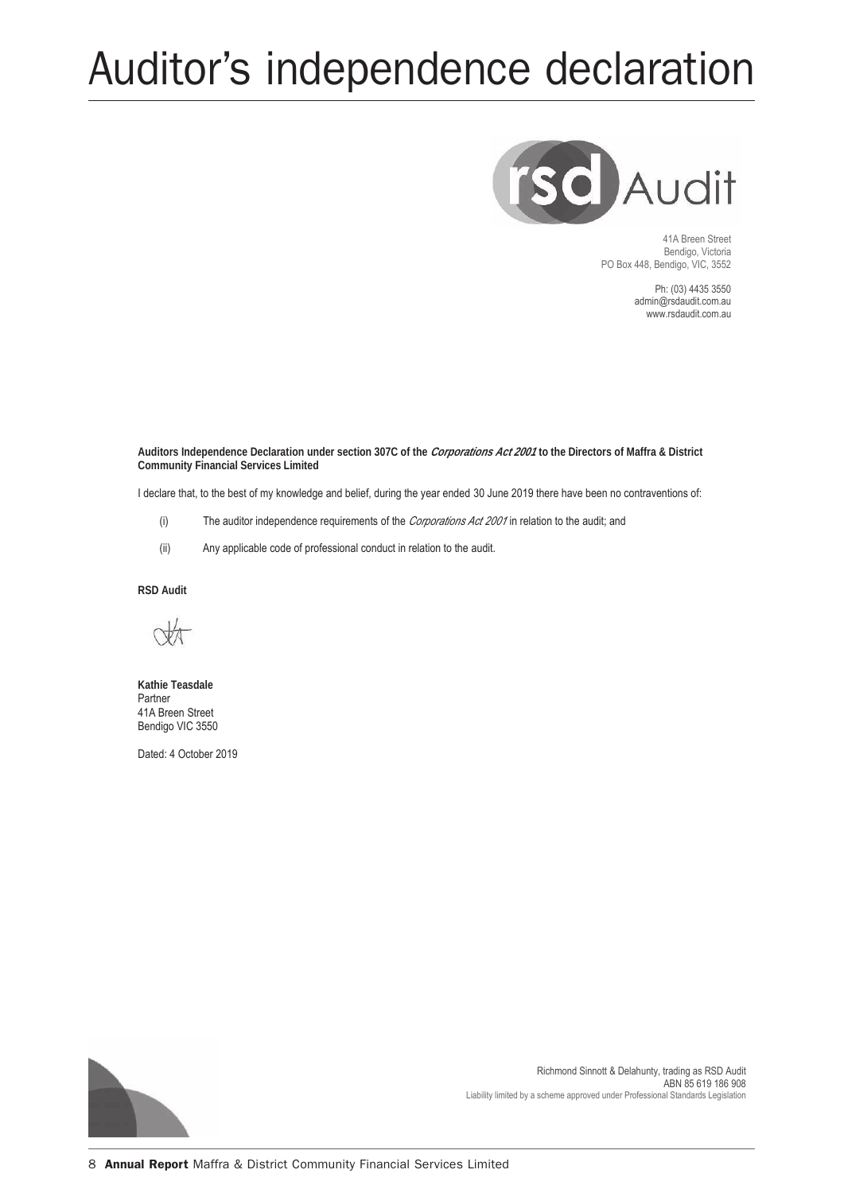# Auditor's independence declaration

rsd Audit

41A Breen Street
Bendigo, Victoria
PO Box 448, Bendigo, VIC, 3552

Ph: (03) 4435 3550
admin@rsdaudit.com.au
www.rsdaudit.com.au

**Auditors Independence Declaration under section 307C of the *Corporations Act 2001* to the Directors of Maffra & District Community Financial Services Limited**

I declare that, to the best of my knowledge and belief, during the year ended 30 June 2019 there have been no contraventions of:

(i) The auditor independence requirements of the *Corporations Act 2001* in relation to the audit; and

(ii) Any applicable code of professional conduct in relation to the audit.

**RSD Audit**

**Kathie Teasdale**
Partner
41A Breen Street
Bendigo VIC 3550

Dated: 4 October 2019

Richmond Sinnott & Delahunty, trading as RSD Audit
ABN 85 619 186 908
Liability limited by a scheme approved under Professional Standards Legislation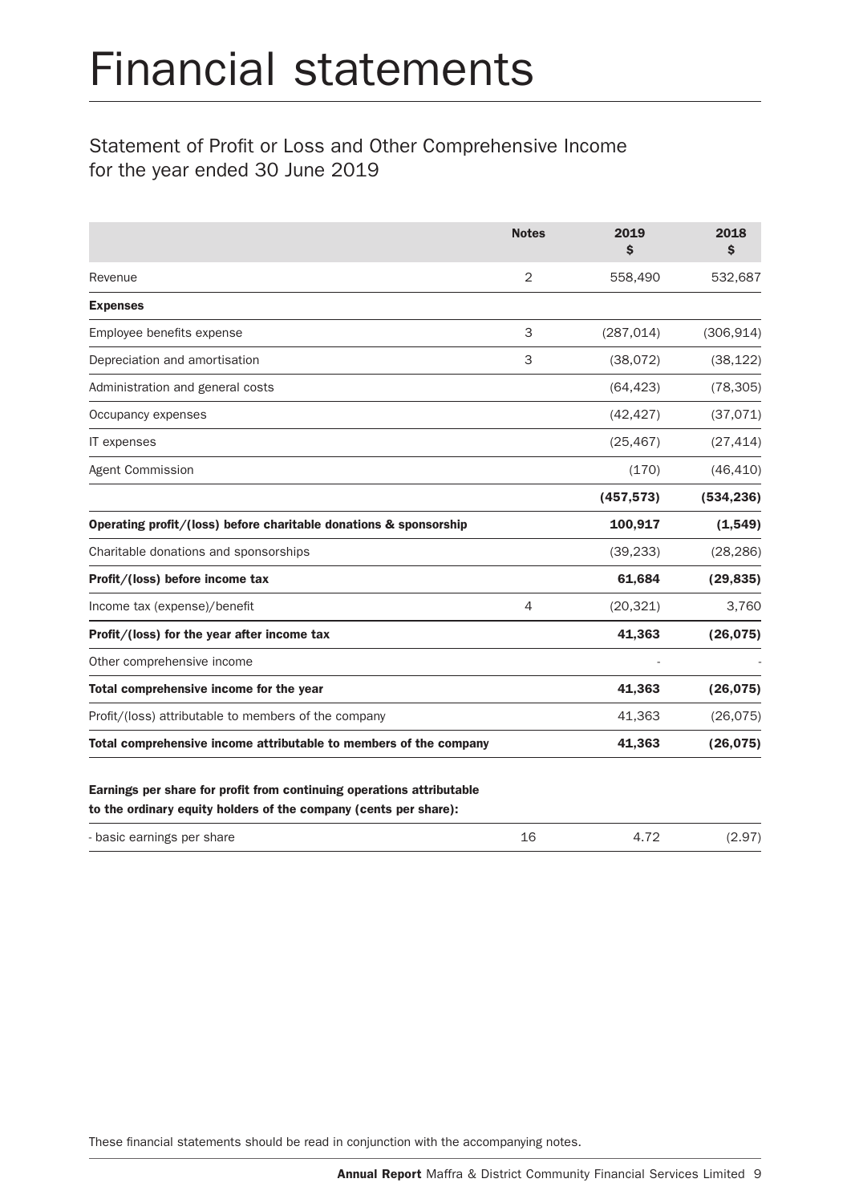# Financial statements

## Statement of Profit or Loss and Other Comprehensive Income for the year ended 30 June 2019

| | Notes | 2019 $ | 2018 $ |
|---|---|---|---|
| Revenue | 2 | 558,490 | 532,687 |
| **Expenses** | | | |
| Employee benefits expense | 3 | (287,014) | (306,914) |
| Depreciation and amortisation | 3 | (38,072) | (38,122) |
| Administration and general costs | | (64,423) | (78,305) |
| Occupancy expenses | | (42,427) | (37,071) |
| IT expenses | | (25,467) | (27,414) |
| Agent Commission | | (170) | (46,410) |
| | | **(457,573)** | **(534,236)** |
| **Operating profit/(loss) before charitable donations & sponsorship** | | **100,917** | **(1,549)** |
| Charitable donations and sponsorships | | (39,233) | (28,286) |
| **Profit/(loss) before income tax** | | **61,684** | **(29,835)** |
| Income tax (expense)/benefit | 4 | (20,321) | 3,760 |
| **Profit/(loss) for the year after income tax** | | **41,363** | **(26,075)** |
| Other comprehensive income | | - | - |
| **Total comprehensive income for the year** | | **41,363** | **(26,075)** |
| Profit/(loss) attributable to members of the company | | 41,363 | (26,075) |
| **Total comprehensive income attributable to members of the company** | | **41,363** | **(26,075)** |

**Earnings per share for profit from continuing operations attributable to the ordinary equity holders of the company (cents per share):**

| | | | |
|---|---|---|---|
| - basic earnings per share | 16 | 4.72 | (2.97) |

These financial statements should be read in conjunction with the accompanying notes.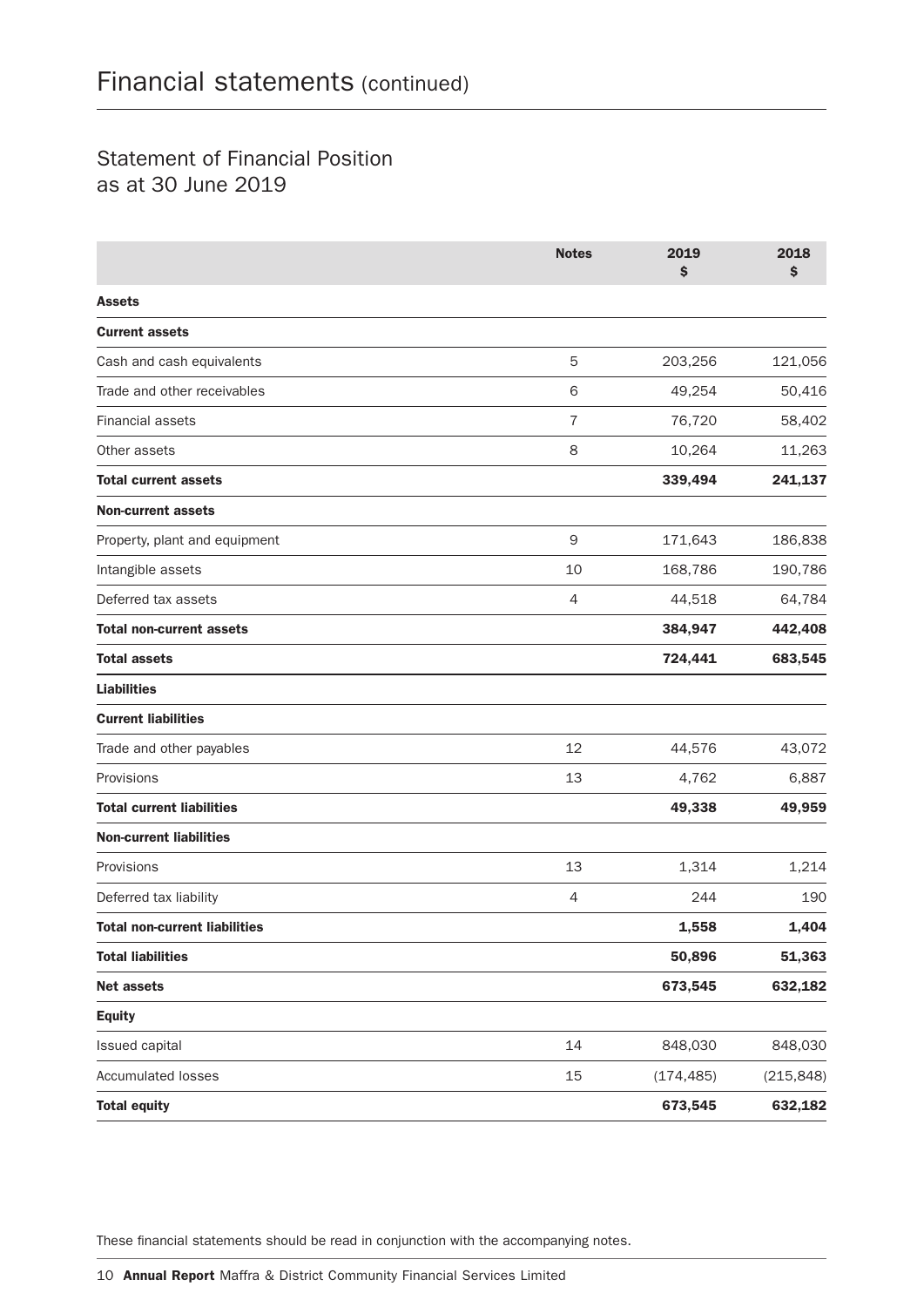# Financial statements (continued)

## Statement of Financial Position as at 30 June 2019

| | Notes | 2019 $ | 2018 $ |
|---|---|---|---|
| **Assets** | | | |
| **Current assets** | | | |
| Cash and cash equivalents | 5 | 203,256 | 121,056 |
| Trade and other receivables | 6 | 49,254 | 50,416 |
| Financial assets | 7 | 76,720 | 58,402 |
| Other assets | 8 | 10,264 | 11,263 |
| **Total current assets** | | **339,494** | **241,137** |
| **Non-current assets** | | | |
| Property, plant and equipment | 9 | 171,643 | 186,838 |
| Intangible assets | 10 | 168,786 | 190,786 |
| Deferred tax assets | 4 | 44,518 | 64,784 |
| **Total non-current assets** | | **384,947** | **442,408** |
| **Total assets** | | **724,441** | **683,545** |
| **Liabilities** | | | |
| **Current liabilities** | | | |
| Trade and other payables | 12 | 44,576 | 43,072 |
| Provisions | 13 | 4,762 | 6,887 |
| **Total current liabilities** | | **49,338** | **49,959** |
| **Non-current liabilities** | | | |
| Provisions | 13 | 1,314 | 1,214 |
| Deferred tax liability | 4 | 244 | 190 |
| **Total non-current liabilities** | | **1,558** | **1,404** |
| **Total liabilities** | | **50,896** | **51,363** |
| **Net assets** | | **673,545** | **632,182** |
| **Equity** | | | |
| Issued capital | 14 | 848,030 | 848,030 |
| Accumulated losses | 15 | (174,485) | (215,848) |
| **Total equity** | | **673,545** | **632,182** |

These financial statements should be read in conjunction with the accompanying notes.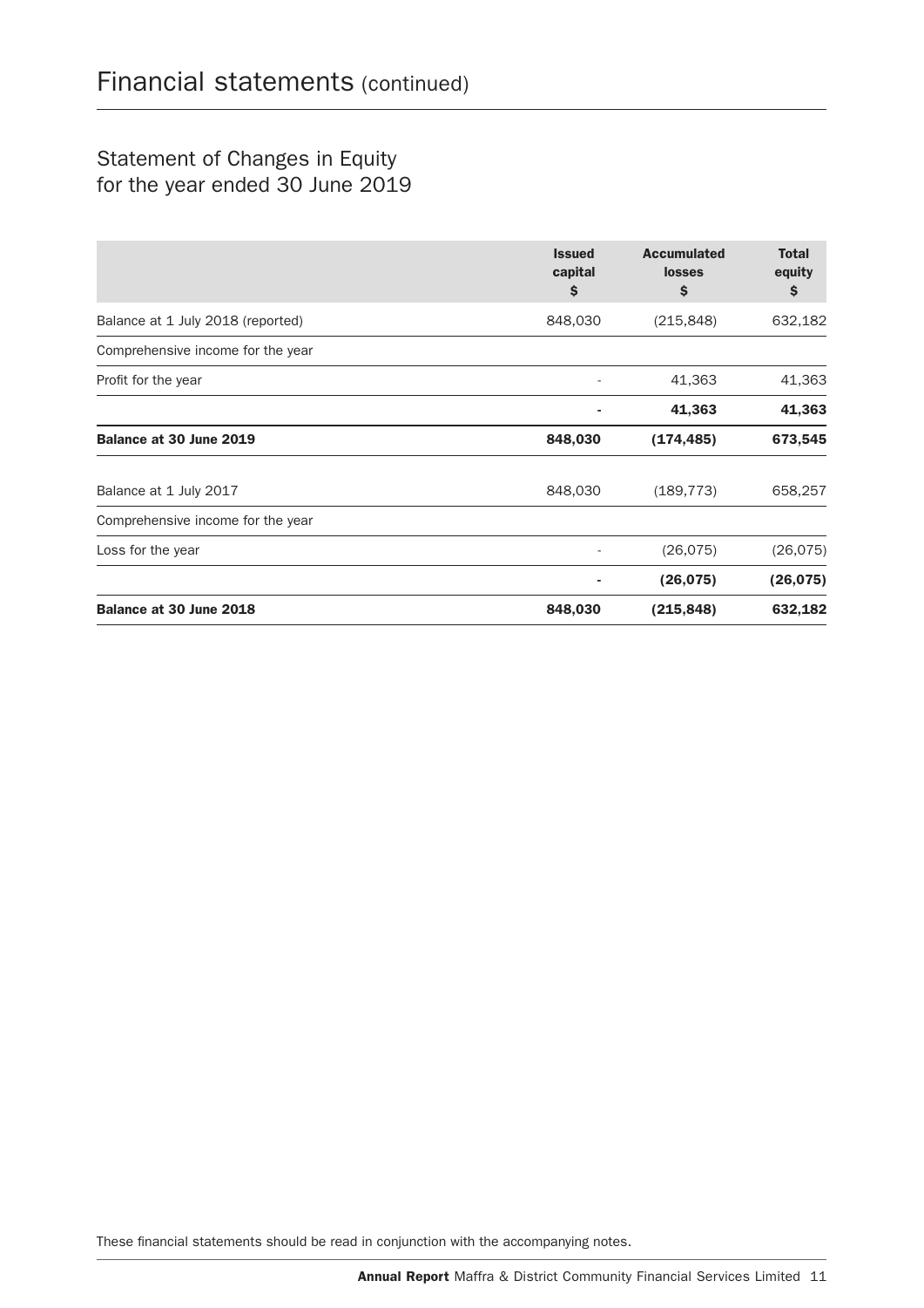# Financial statements (continued)

## Statement of Changes in Equity
for the year ended 30 June 2019

| | Issued capital $ | Accumulated losses $ | Total equity $ |
|---|---|---|---|
| Balance at 1 July 2018 (reported) | 848,030 | (215,848) | 632,182 |
| Comprehensive income for the year | | | |
| Profit for the year | - | 41,363 | 41,363 |
| | **-** | **41,363** | **41,363** |
| **Balance at 30 June 2019** | **848,030** | **(174,485)** | **673,545** |
| | | | |
| Balance at 1 July 2017 | 848,030 | (189,773) | 658,257 |
| Comprehensive income for the year | | | |
| Loss for the year | - | (26,075) | (26,075) |
| | **-** | **(26,075)** | **(26,075)** |
| **Balance at 30 June 2018** | **848,030** | **(215,848)** | **632,182** |

These financial statements should be read in conjunction with the accompanying notes.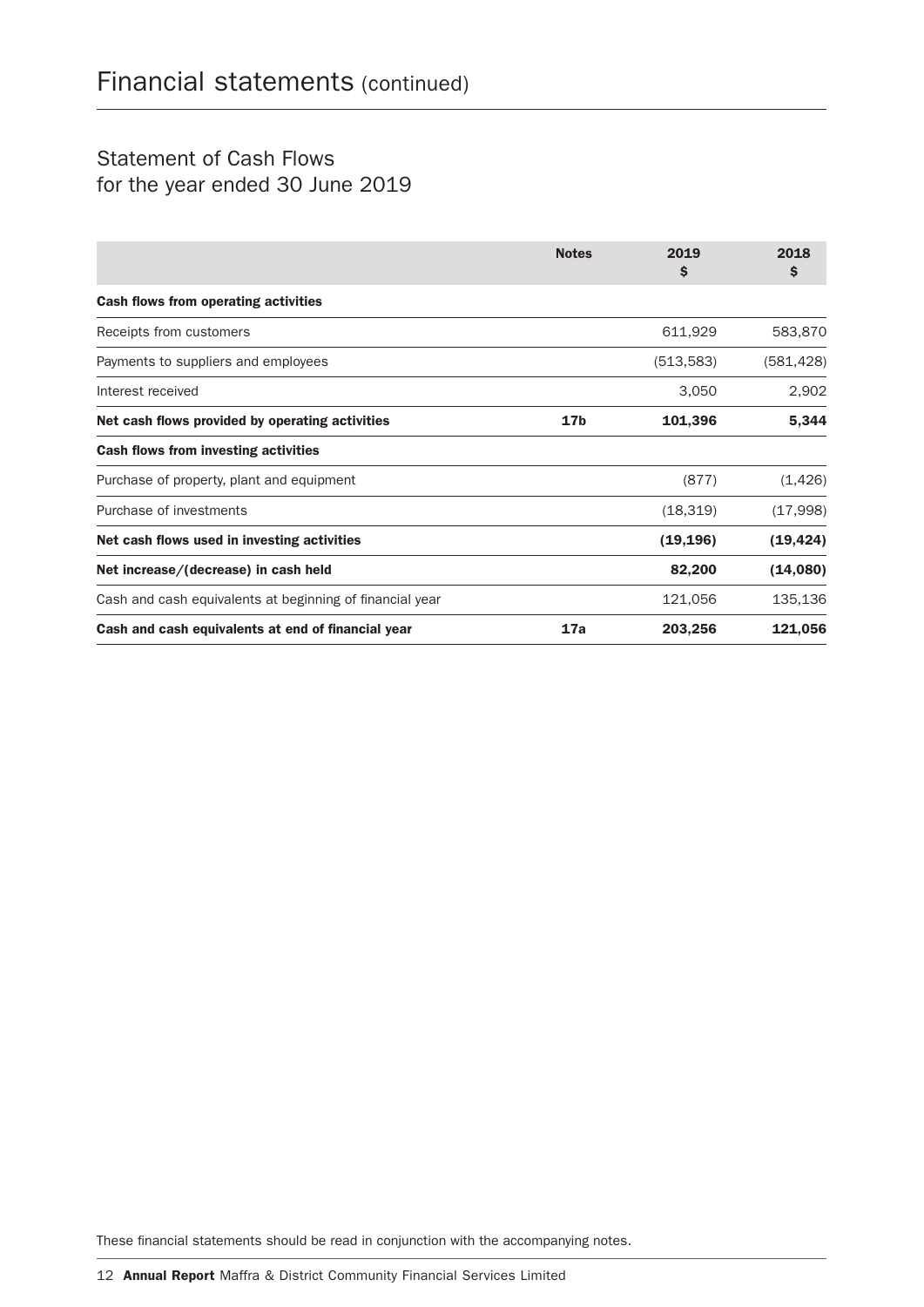# Financial statements (continued)

## Statement of Cash Flows
for the year ended 30 June 2019

| | Notes | 2019 $ | 2018 $ |
|---|---|---|---|
| **Cash flows from operating activities** | | | |
| Receipts from customers | | 611,929 | 583,870 |
| Payments to suppliers and employees | | (513,583) | (581,428) |
| Interest received | | 3,050 | 2,902 |
| **Net cash flows provided by operating activities** | **17b** | **101,396** | **5,344** |
| **Cash flows from investing activities** | | | |
| Purchase of property, plant and equipment | | (877) | (1,426) |
| Purchase of investments | | (18,319) | (17,998) |
| **Net cash flows used in investing activities** | | **(19,196)** | **(19,424)** |
| **Net increase/(decrease) in cash held** | | **82,200** | **(14,080)** |
| Cash and cash equivalents at beginning of financial year | | 121,056 | 135,136 |
| **Cash and cash equivalents at end of financial year** | **17a** | **203,256** | **121,056** |

These financial statements should be read in conjunction with the accompanying notes.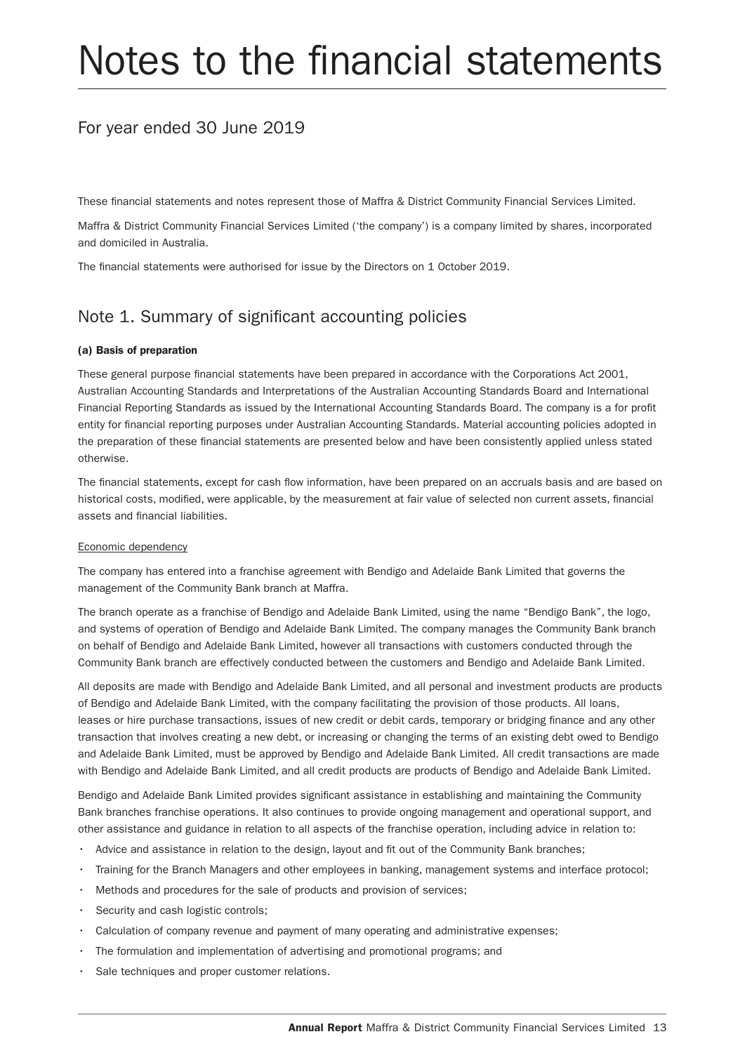# Notes to the financial statements

## For year ended 30 June 2019

These financial statements and notes represent those of Maffra & District Community Financial Services Limited.

Maffra & District Community Financial Services Limited ('the company') is a company limited by shares, incorporated and domiciled in Australia.

The financial statements were authorised for issue by the Directors on 1 October 2019.

## Note 1. Summary of significant accounting policies

**(a) Basis of preparation**

These general purpose financial statements have been prepared in accordance with the Corporations Act 2001, Australian Accounting Standards and Interpretations of the Australian Accounting Standards Board and International Financial Reporting Standards as issued by the International Accounting Standards Board. The company is a for profit entity for financial reporting purposes under Australian Accounting Standards. Material accounting policies adopted in the preparation of these financial statements are presented below and have been consistently applied unless stated otherwise.

The financial statements, except for cash flow information, have been prepared on an accruals basis and are based on historical costs, modified, were applicable, by the measurement at fair value of selected non current assets, financial assets and financial liabilities.

Economic dependency

The company has entered into a franchise agreement with Bendigo and Adelaide Bank Limited that governs the management of the Community Bank branch at Maffra.

The branch operate as a franchise of Bendigo and Adelaide Bank Limited, using the name "Bendigo Bank", the logo, and systems of operation of Bendigo and Adelaide Bank Limited. The company manages the Community Bank branch on behalf of Bendigo and Adelaide Bank Limited, however all transactions with customers conducted through the Community Bank branch are effectively conducted between the customers and Bendigo and Adelaide Bank Limited.

All deposits are made with Bendigo and Adelaide Bank Limited, and all personal and investment products are products of Bendigo and Adelaide Bank Limited, with the company facilitating the provision of those products. All loans, leases or hire purchase transactions, issues of new credit or debit cards, temporary or bridging finance and any other transaction that involves creating a new debt, or increasing or changing the terms of an existing debt owed to Bendigo and Adelaide Bank Limited, must be approved by Bendigo and Adelaide Bank Limited. All credit transactions are made with Bendigo and Adelaide Bank Limited, and all credit products are products of Bendigo and Adelaide Bank Limited.

Bendigo and Adelaide Bank Limited provides significant assistance in establishing and maintaining the Community Bank branches franchise operations. It also continues to provide ongoing management and operational support, and other assistance and guidance in relation to all aspects of the franchise operation, including advice in relation to:

- Advice and assistance in relation to the design, layout and fit out of the Community Bank branches;
- Training for the Branch Managers and other employees in banking, management systems and interface protocol;
- Methods and procedures for the sale of products and provision of services;
- Security and cash logistic controls;
- Calculation of company revenue and payment of many operating and administrative expenses;
- The formulation and implementation of advertising and promotional programs; and
- Sale techniques and proper customer relations.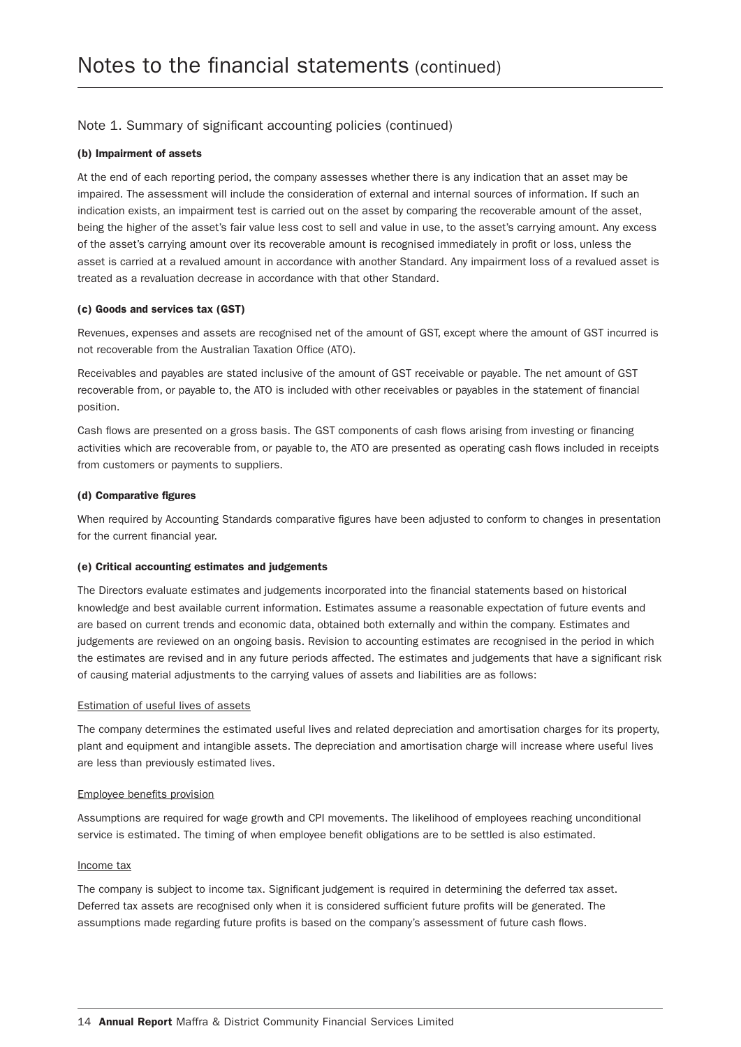# Notes to the financial statements (continued)

## Note 1. Summary of significant accounting policies (continued)

### (b) Impairment of assets

At the end of each reporting period, the company assesses whether there is any indication that an asset may be impaired. The assessment will include the consideration of external and internal sources of information. If such an indication exists, an impairment test is carried out on the asset by comparing the recoverable amount of the asset, being the higher of the asset's fair value less cost to sell and value in use, to the asset's carrying amount. Any excess of the asset's carrying amount over its recoverable amount is recognised immediately in profit or loss, unless the asset is carried at a revalued amount in accordance with another Standard. Any impairment loss of a revalued asset is treated as a revaluation decrease in accordance with that other Standard.

### (c) Goods and services tax (GST)

Revenues, expenses and assets are recognised net of the amount of GST, except where the amount of GST incurred is not recoverable from the Australian Taxation Office (ATO).

Receivables and payables are stated inclusive of the amount of GST receivable or payable. The net amount of GST recoverable from, or payable to, the ATO is included with other receivables or payables in the statement of financial position.

Cash flows are presented on a gross basis. The GST components of cash flows arising from investing or financing activities which are recoverable from, or payable to, the ATO are presented as operating cash flows included in receipts from customers or payments to suppliers.

### (d) Comparative figures

When required by Accounting Standards comparative figures have been adjusted to conform to changes in presentation for the current financial year.

### (e) Critical accounting estimates and judgements

The Directors evaluate estimates and judgements incorporated into the financial statements based on historical knowledge and best available current information. Estimates assume a reasonable expectation of future events and are based on current trends and economic data, obtained both externally and within the company. Estimates and judgements are reviewed on an ongoing basis. Revision to accounting estimates are recognised in the period in which the estimates are revised and in any future periods affected. The estimates and judgements that have a significant risk of causing material adjustments to the carrying values of assets and liabilities are as follows:

<u>Estimation of useful lives of assets</u>

The company determines the estimated useful lives and related depreciation and amortisation charges for its property, plant and equipment and intangible assets. The depreciation and amortisation charge will increase where useful lives are less than previously estimated lives.

<u>Employee benefits provision</u>

Assumptions are required for wage growth and CPI movements. The likelihood of employees reaching unconditional service is estimated. The timing of when employee benefit obligations are to be settled is also estimated.

<u>Income tax</u>

The company is subject to income tax. Significant judgement is required in determining the deferred tax asset. Deferred tax assets are recognised only when it is considered sufficient future profits will be generated. The assumptions made regarding future profits is based on the company's assessment of future cash flows.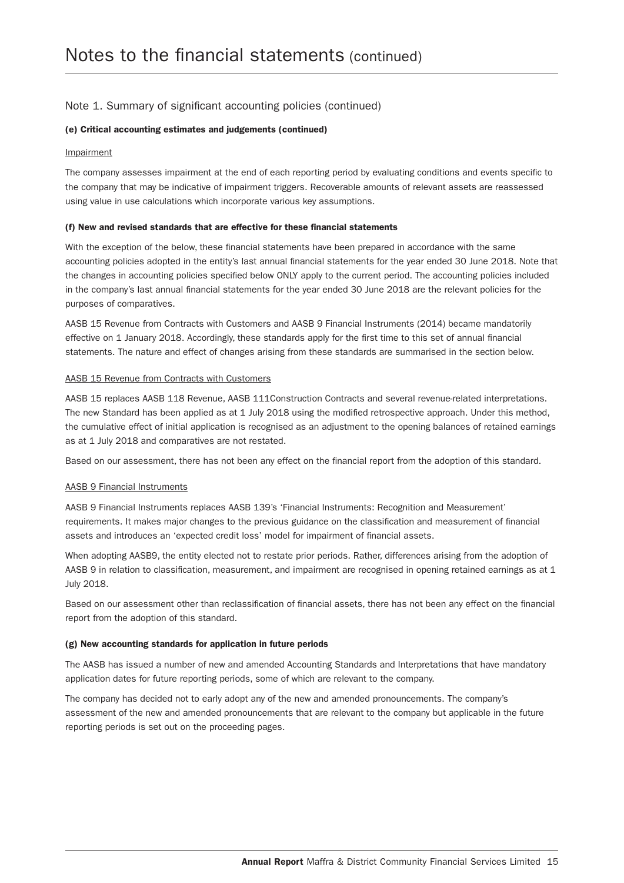# Notes to the financial statements (continued)

## Note 1. Summary of significant accounting policies (continued)

### (e) Critical accounting estimates and judgements (continued)

Impairment

The company assesses impairment at the end of each reporting period by evaluating conditions and events specific to the company that may be indicative of impairment triggers. Recoverable amounts of relevant assets are reassessed using value in use calculations which incorporate various key assumptions.

### (f) New and revised standards that are effective for these financial statements

With the exception of the below, these financial statements have been prepared in accordance with the same accounting policies adopted in the entity's last annual financial statements for the year ended 30 June 2018. Note that the changes in accounting policies specified below ONLY apply to the current period. The accounting policies included in the company's last annual financial statements for the year ended 30 June 2018 are the relevant policies for the purposes of comparatives.

AASB 15 Revenue from Contracts with Customers and AASB 9 Financial Instruments (2014) became mandatorily effective on 1 January 2018. Accordingly, these standards apply for the first time to this set of annual financial statements. The nature and effect of changes arising from these standards are summarised in the section below.

AASB 15 Revenue from Contracts with Customers

AASB 15 replaces AASB 118 Revenue, AASB 111Construction Contracts and several revenue-related interpretations. The new Standard has been applied as at 1 July 2018 using the modified retrospective approach. Under this method, the cumulative effect of initial application is recognised as an adjustment to the opening balances of retained earnings as at 1 July 2018 and comparatives are not restated.

Based on our assessment, there has not been any effect on the financial report from the adoption of this standard.

AASB 9 Financial Instruments

AASB 9 Financial Instruments replaces AASB 139's 'Financial Instruments: Recognition and Measurement' requirements. It makes major changes to the previous guidance on the classification and measurement of financial assets and introduces an 'expected credit loss' model for impairment of financial assets.

When adopting AASB9, the entity elected not to restate prior periods. Rather, differences arising from the adoption of AASB 9 in relation to classification, measurement, and impairment are recognised in opening retained earnings as at 1 July 2018.

Based on our assessment other than reclassification of financial assets, there has not been any effect on the financial report from the adoption of this standard.

### (g) New accounting standards for application in future periods

The AASB has issued a number of new and amended Accounting Standards and Interpretations that have mandatory application dates for future reporting periods, some of which are relevant to the company.

The company has decided not to early adopt any of the new and amended pronouncements. The company's assessment of the new and amended pronouncements that are relevant to the company but applicable in the future reporting periods is set out on the proceeding pages.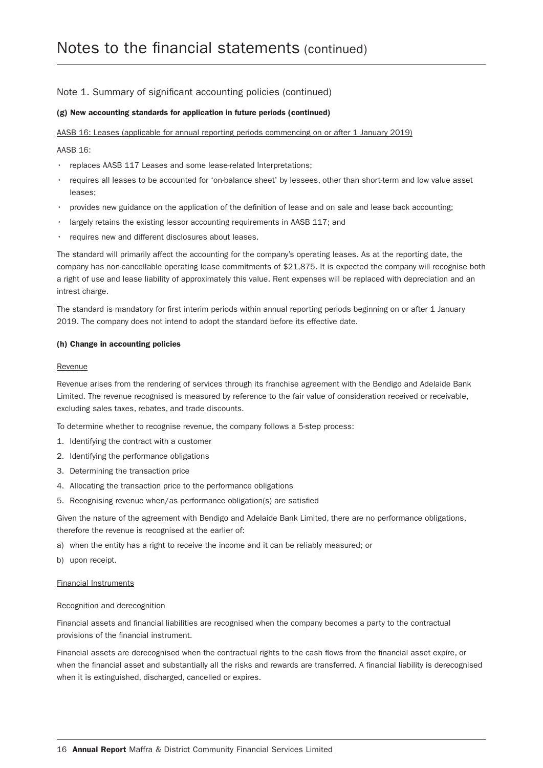# Notes to the financial statements (continued)

## Note 1. Summary of significant accounting policies (continued)

### (g) New accounting standards for application in future periods (continued)

AASB 16: Leases (applicable for annual reporting periods commencing on or after 1 January 2019)

AASB 16:

- replaces AASB 117 Leases and some lease-related Interpretations;
- requires all leases to be accounted for 'on-balance sheet' by lessees, other than short-term and low value asset leases;
- provides new guidance on the application of the definition of lease and on sale and lease back accounting;
- largely retains the existing lessor accounting requirements in AASB 117; and
- requires new and different disclosures about leases.

The standard will primarily affect the accounting for the company's operating leases. As at the reporting date, the company has non-cancellable operating lease commitments of $21,875. It is expected the company will recognise both a right of use and lease liability of approximately this value. Rent expenses will be replaced with depreciation and an intrest charge.

The standard is mandatory for first interim periods within annual reporting periods beginning on or after 1 January 2019. The company does not intend to adopt the standard before its effective date.

### (h) Change in accounting policies

Revenue

Revenue arises from the rendering of services through its franchise agreement with the Bendigo and Adelaide Bank Limited. The revenue recognised is measured by reference to the fair value of consideration received or receivable, excluding sales taxes, rebates, and trade discounts.

To determine whether to recognise revenue, the company follows a 5-step process:

1. Identifying the contract with a customer
2. Identifying the performance obligations
3. Determining the transaction price
4. Allocating the transaction price to the performance obligations
5. Recognising revenue when/as performance obligation(s) are satisfied

Given the nature of the agreement with Bendigo and Adelaide Bank Limited, there are no performance obligations, therefore the revenue is recognised at the earlier of:

a) when the entity has a right to receive the income and it can be reliably measured; or
b) upon receipt.

Financial Instruments

Recognition and derecognition

Financial assets and financial liabilities are recognised when the company becomes a party to the contractual provisions of the financial instrument.

Financial assets are derecognised when the contractual rights to the cash flows from the financial asset expire, or when the financial asset and substantially all the risks and rewards are transferred. A financial liability is derecognised when it is extinguished, discharged, cancelled or expires.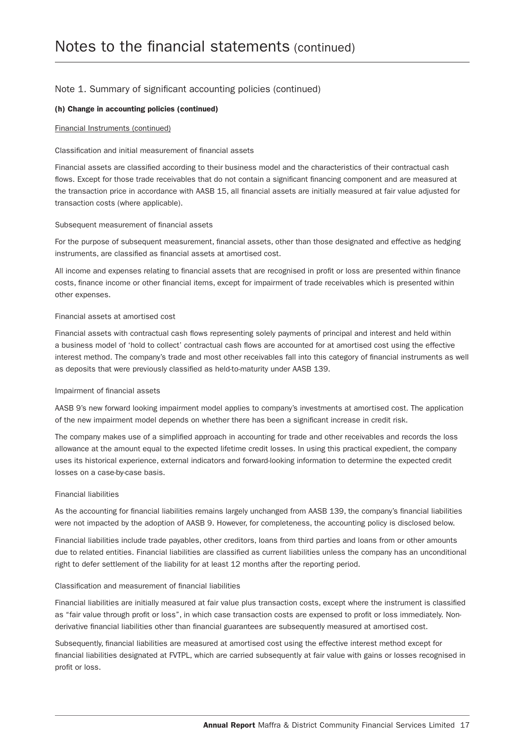# Notes to the financial statements (continued)

## Note 1. Summary of significant accounting policies (continued)

**(h) Change in accounting policies (continued)**

Financial Instruments (continued)

Classification and initial measurement of financial assets

Financial assets are classified according to their business model and the characteristics of their contractual cash flows. Except for those trade receivables that do not contain a significant financing component and are measured at the transaction price in accordance with AASB 15, all financial assets are initially measured at fair value adjusted for transaction costs (where applicable).

Subsequent measurement of financial assets

For the purpose of subsequent measurement, financial assets, other than those designated and effective as hedging instruments, are classified as financial assets at amortised cost.

All income and expenses relating to financial assets that are recognised in profit or loss are presented within finance costs, finance income or other financial items, except for impairment of trade receivables which is presented within other expenses.

Financial assets at amortised cost

Financial assets with contractual cash flows representing solely payments of principal and interest and held within a business model of 'hold to collect' contractual cash flows are accounted for at amortised cost using the effective interest method. The company's trade and most other receivables fall into this category of financial instruments as well as deposits that were previously classified as held-to-maturity under AASB 139.

Impairment of financial assets

AASB 9's new forward looking impairment model applies to company's investments at amortised cost. The application of the new impairment model depends on whether there has been a significant increase in credit risk.

The company makes use of a simplified approach in accounting for trade and other receivables and records the loss allowance at the amount equal to the expected lifetime credit losses. In using this practical expedient, the company uses its historical experience, external indicators and forward-looking information to determine the expected credit losses on a case-by-case basis.

Financial liabilities

As the accounting for financial liabilities remains largely unchanged from AASB 139, the company's financial liabilities were not impacted by the adoption of AASB 9. However, for completeness, the accounting policy is disclosed below.

Financial liabilities include trade payables, other creditors, loans from third parties and loans from or other amounts due to related entities. Financial liabilities are classified as current liabilities unless the company has an unconditional right to defer settlement of the liability for at least 12 months after the reporting period.

Classification and measurement of financial liabilities

Financial liabilities are initially measured at fair value plus transaction costs, except where the instrument is classified as "fair value through profit or loss", in which case transaction costs are expensed to profit or loss immediately. Non-derivative financial liabilities other than financial guarantees are subsequently measured at amortised cost.

Subsequently, financial liabilities are measured at amortised cost using the effective interest method except for financial liabilities designated at FVTPL, which are carried subsequently at fair value with gains or losses recognised in profit or loss.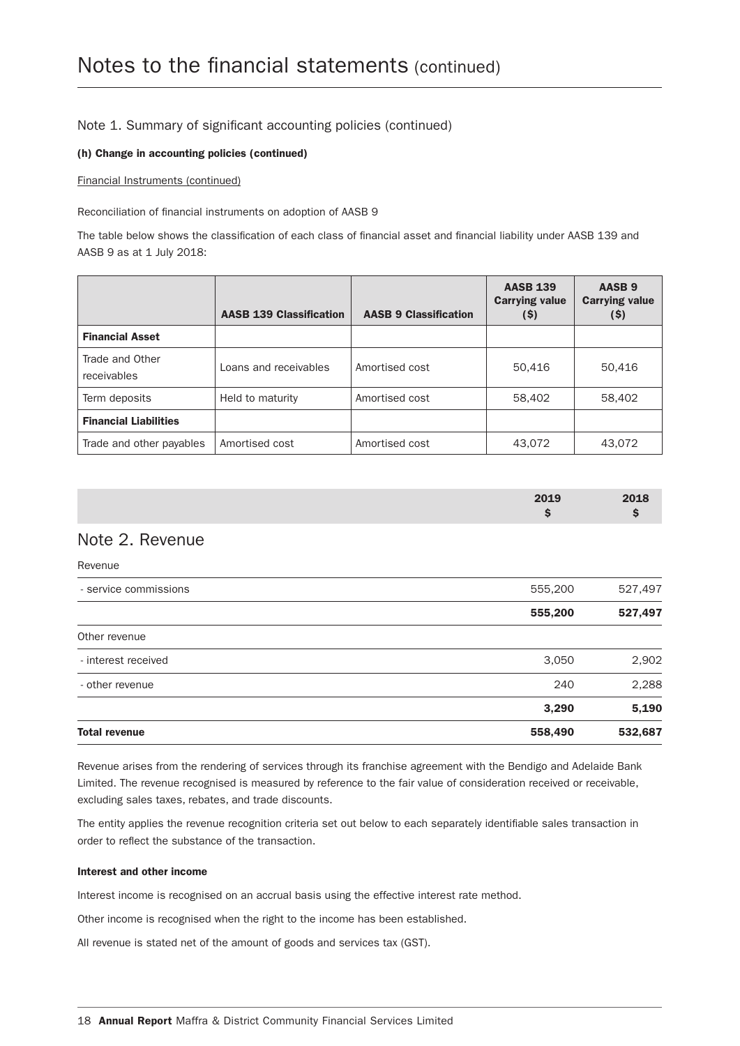# Notes to the financial statements (continued)

## Note 1. Summary of significant accounting policies (continued)

### (h) Change in accounting policies (continued)

Financial Instruments (continued)

Reconciliation of financial instruments on adoption of AASB 9

The table below shows the classification of each class of financial asset and financial liability under AASB 139 and AASB 9 as at 1 July 2018:

| | AASB 139 Classification | AASB 9 Classification | AASB 139 Carrying value ($) | AASB 9 Carrying value ($) |
|---|---|---|---|---|
| **Financial Asset** | | | | |
| Trade and Other receivables | Loans and receivables | Amortised cost | 50,416 | 50,416 |
| Term deposits | Held to maturity | Amortised cost | 58,402 | 58,402 |
| **Financial Liabilities** | | | | |
| Trade and other payables | Amortised cost | Amortised cost | 43,072 | 43,072 |

## Note 2. Revenue

| | 2019 $ | 2018 $ |
|---|---|---|
| Revenue | | |
| - service commissions | 555,200 | 527,497 |
| | **555,200** | **527,497** |
| Other revenue | | |
| - interest received | 3,050 | 2,902 |
| - other revenue | 240 | 2,288 |
| | **3,290** | **5,190** |
| **Total revenue** | **558,490** | **532,687** |

Revenue arises from the rendering of services through its franchise agreement with the Bendigo and Adelaide Bank Limited. The revenue recognised is measured by reference to the fair value of consideration received or receivable, excluding sales taxes, rebates, and trade discounts.

The entity applies the revenue recognition criteria set out below to each separately identifiable sales transaction in order to reflect the substance of the transaction.

**Interest and other income**

Interest income is recognised on an accrual basis using the effective interest rate method.

Other income is recognised when the right to the income has been established.

All revenue is stated net of the amount of goods and services tax (GST).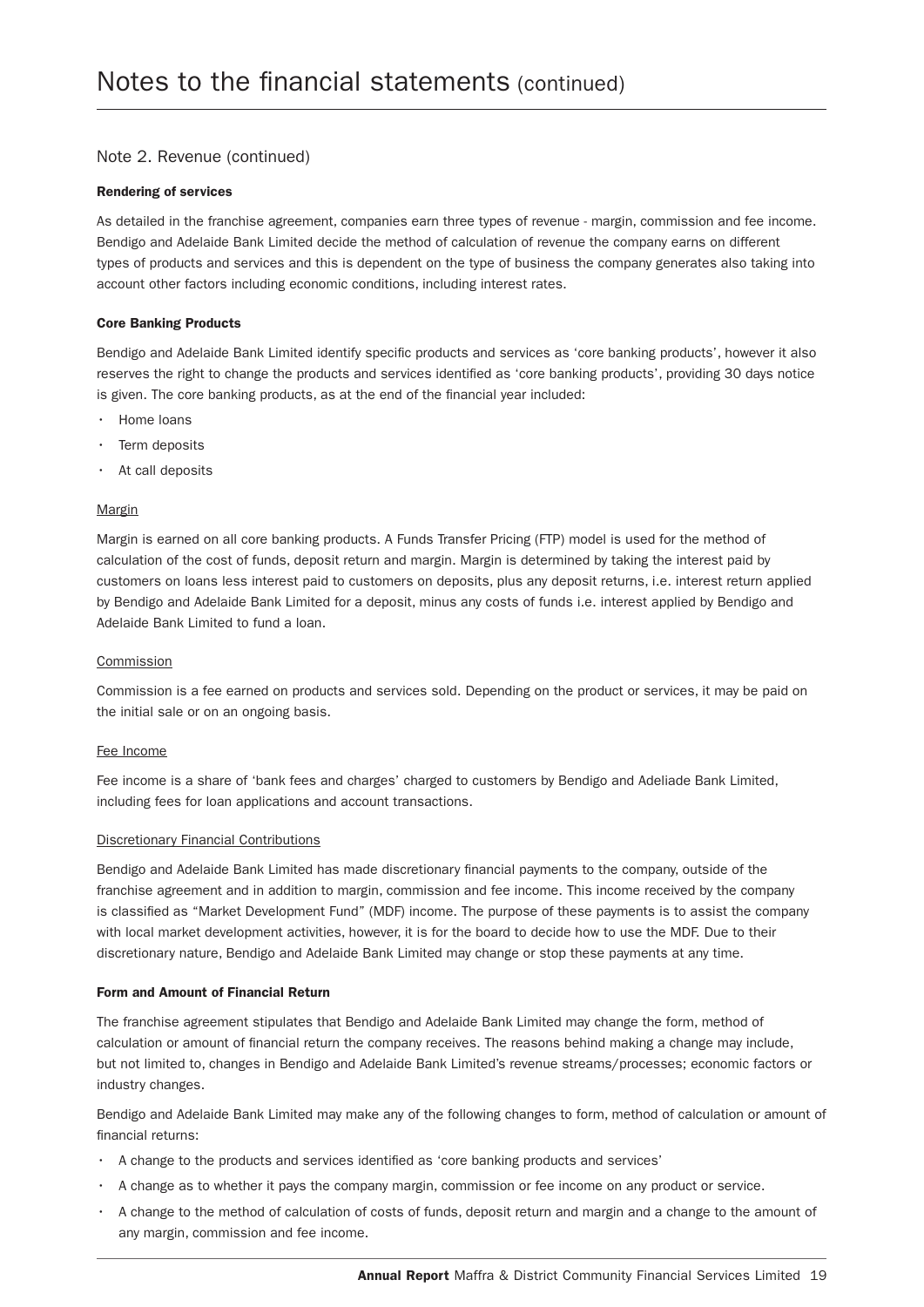# Notes to the financial statements (continued)

## Note 2. Revenue (continued)

**Rendering of services**

As detailed in the franchise agreement, companies earn three types of revenue - margin, commission and fee income. Bendigo and Adelaide Bank Limited decide the method of calculation of revenue the company earns on different types of products and services and this is dependent on the type of business the company generates also taking into account other factors including economic conditions, including interest rates.

**Core Banking Products**

Bendigo and Adelaide Bank Limited identify specific products and services as 'core banking products', however it also reserves the right to change the products and services identified as 'core banking products', providing 30 days notice is given. The core banking products, as at the end of the financial year included:

- Home loans
- Term deposits
- At call deposits

<u>Margin</u>

Margin is earned on all core banking products. A Funds Transfer Pricing (FTP) model is used for the method of calculation of the cost of funds, deposit return and margin. Margin is determined by taking the interest paid by customers on loans less interest paid to customers on deposits, plus any deposit returns, i.e. interest return applied by Bendigo and Adelaide Bank Limited for a deposit, minus any costs of funds i.e. interest applied by Bendigo and Adelaide Bank Limited to fund a loan.

<u>Commission</u>

Commission is a fee earned on products and services sold. Depending on the product or services, it may be paid on the initial sale or on an ongoing basis.

<u>Fee Income</u>

Fee income is a share of 'bank fees and charges' charged to customers by Bendigo and Adeliade Bank Limited, including fees for loan applications and account transactions.

<u>Discretionary Financial Contributions</u>

Bendigo and Adelaide Bank Limited has made discretionary financial payments to the company, outside of the franchise agreement and in addition to margin, commission and fee income. This income received by the company is classified as "Market Development Fund" (MDF) income. The purpose of these payments is to assist the company with local market development activities, however, it is for the board to decide how to use the MDF. Due to their discretionary nature, Bendigo and Adelaide Bank Limited may change or stop these payments at any time.

**Form and Amount of Financial Return**

The franchise agreement stipulates that Bendigo and Adelaide Bank Limited may change the form, method of calculation or amount of financial return the company receives. The reasons behind making a change may include, but not limited to, changes in Bendigo and Adelaide Bank Limited's revenue streams/processes; economic factors or industry changes.

Bendigo and Adelaide Bank Limited may make any of the following changes to form, method of calculation or amount of financial returns:

- A change to the products and services identified as 'core banking products and services'
- A change as to whether it pays the company margin, commission or fee income on any product or service.
- A change to the method of calculation of costs of funds, deposit return and margin and a change to the amount of any margin, commission and fee income.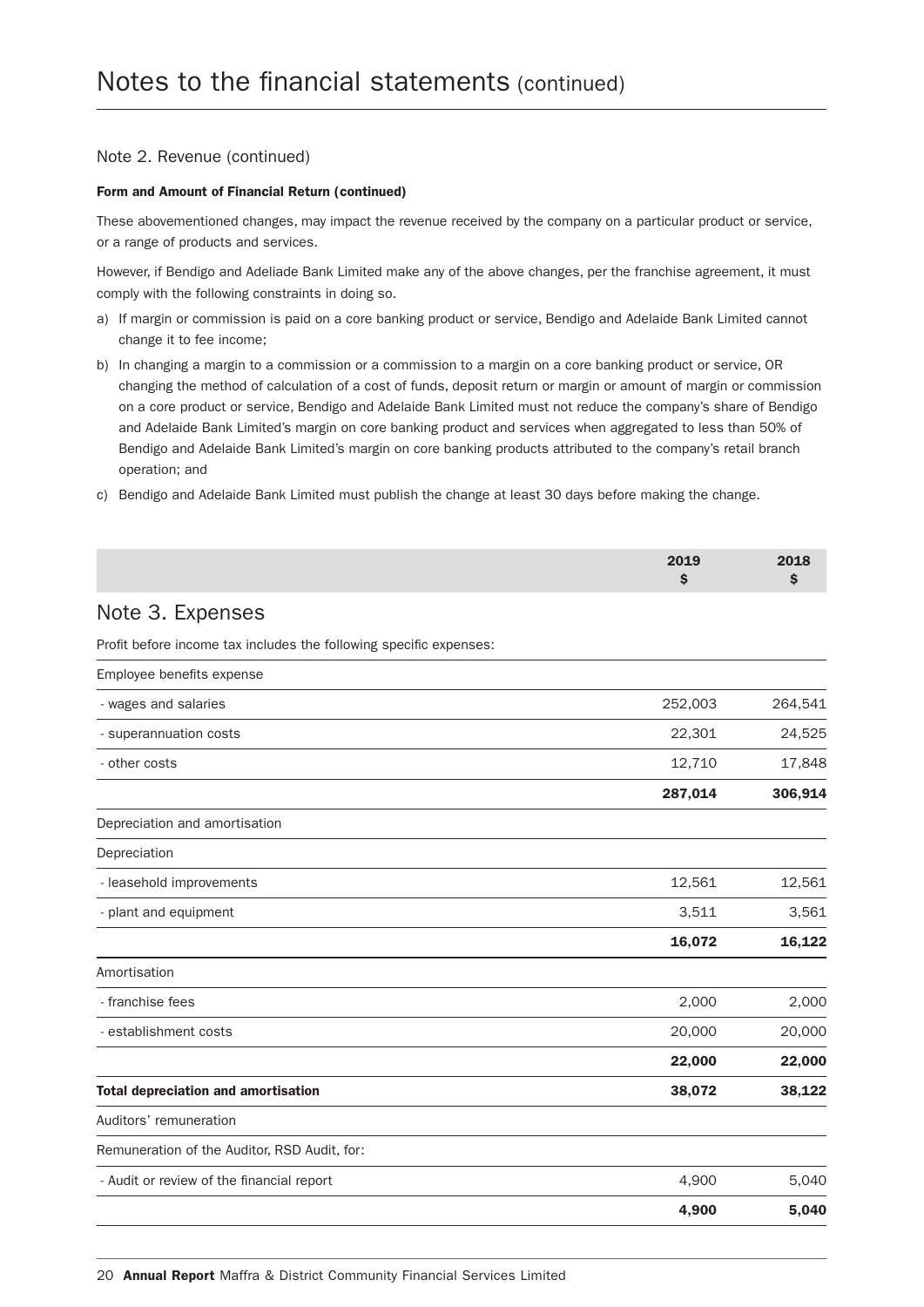# Notes to the financial statements (continued)

## Note 2. Revenue (continued)

**Form and Amount of Financial Return (continued)**

These abovementioned changes, may impact the revenue received by the company on a particular product or service, or a range of products and services.

However, if Bendigo and Adeliade Bank Limited make any of the above changes, per the franchise agreement, it must comply with the following constraints in doing so.

a) If margin or commission is paid on a core banking product or service, Bendigo and Adelaide Bank Limited cannot change it to fee income;

b) In changing a margin to a commission or a commission to a margin on a core banking product or service, OR changing the method of calculation of a cost of funds, deposit return or margin or amount of margin or commission on a core product or service, Bendigo and Adelaide Bank Limited must not reduce the company's share of Bendigo and Adelaide Bank Limited's margin on core banking product and services when aggregated to less than 50% of Bendigo and Adelaide Bank Limited's margin on core banking products attributed to the company's retail branch operation; and

c) Bendigo and Adelaide Bank Limited must publish the change at least 30 days before making the change.

## Note 3. Expenses

Profit before income tax includes the following specific expenses:

| | 2019 $ | 2018 $ |
|---|---|---|
| Employee benefits expense | | |
| - wages and salaries | 252,003 | 264,541 |
| - superannuation costs | 22,301 | 24,525 |
| - other costs | 12,710 | 17,848 |
| | **287,014** | **306,914** |
| Depreciation and amortisation | | |
| Depreciation | | |
| - leasehold improvements | 12,561 | 12,561 |
| - plant and equipment | 3,511 | 3,561 |
| | **16,072** | **16,122** |
| Amortisation | | |
| - franchise fees | 2,000 | 2,000 |
| - establishment costs | 20,000 | 20,000 |
| | **22,000** | **22,000** |
| **Total depreciation and amortisation** | **38,072** | **38,122** |
| Auditors' remuneration | | |
| Remuneration of the Auditor, RSD Audit, for: | | |
| - Audit or review of the financial report | 4,900 | 5,040 |
| | **4,900** | **5,040** |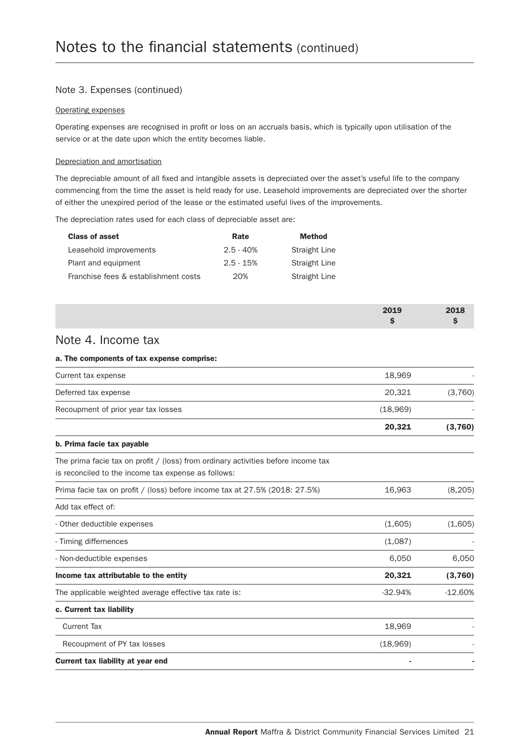# Notes to the financial statements (continued)

## Note 3. Expenses (continued)

Operating expenses

Operating expenses are recognised in profit or loss on an accruals basis, which is typically upon utilisation of the service or at the date upon which the entity becomes liable.

Depreciation and amortisation

The depreciable amount of all fixed and intangible assets is depreciated over the asset's useful life to the company commencing from the time the asset is held ready for use. Leasehold improvements are depreciated over the shorter of either the unexpired period of the lease or the estimated useful lives of the improvements.

The depreciation rates used for each class of depreciable asset are:

| Class of asset | Rate | Method |
|---|---|---|
| Leasehold improvements | 2.5 - 40% | Straight Line |
| Plant and equipment | 2.5 - 15% | Straight Line |
| Franchise fees & establishment costs | 20% | Straight Line |

## Note 4. Income tax

| | 2019 $ | 2018 $ |
|---|---|---|
| **a. The components of tax expense comprise:** | | |
| Current tax expense | 18,969 | - |
| Deferred tax expense | 20,321 | (3,760) |
| Recoupment of prior year tax losses | (18,969) | - |
| | **20,321** | **(3,760)** |
| **b. Prima facie tax payable** | | |
| The prima facie tax on profit / (loss) from ordinary activities before income tax is reconciled to the income tax expense as follows: | | |
| Prima facie tax on profit / (loss) before income tax at 27.5% (2018: 27.5%) | 16,963 | (8,205) |
| Add tax effect of: | | |
| - Other deductible expenses | (1,605) | (1,605) |
| - Timing differnences | (1,087) | - |
| - Non-deductible expenses | 6,050 | 6,050 |
| **Income tax attributable to the entity** | **20,321** | **(3,760)** |
| The applicable weighted average effective tax rate is: | -32.94% | -12.60% |
| **c. Current tax liability** | | |
| Current Tax | 18,969 | - |
| Recoupment of PY tax losses | (18,969) | - |
| **Current tax liability at year end** | **-** | **-** |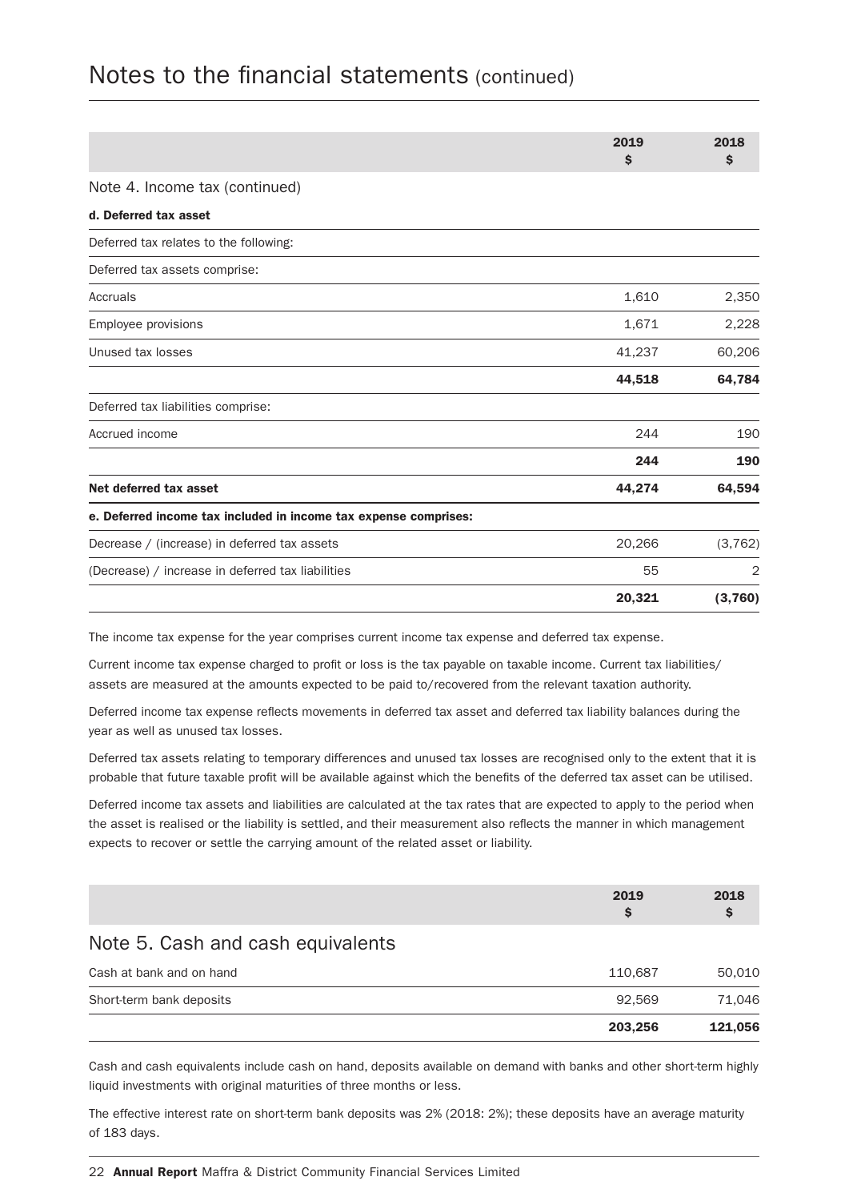# Notes to the financial statements (continued)

| | 2019 $ | 2018 $ |
|---|---|---|
| **Note 4. Income tax (continued)** | | |
| **d. Deferred tax asset** | | |
| Deferred tax relates to the following: | | |
| Deferred tax assets comprise: | | |
| Accruals | 1,610 | 2,350 |
| Employee provisions | 1,671 | 2,228 |
| Unused tax losses | 41,237 | 60,206 |
| | **44,518** | **64,784** |
| Deferred tax liabilities comprise: | | |
| Accrued income | 244 | 190 |
| | **244** | **190** |
| **Net deferred tax asset** | **44,274** | **64,594** |
| **e. Deferred income tax included in income tax expense comprises:** | | |
| Decrease / (increase) in deferred tax assets | 20,266 | (3,762) |
| (Decrease) / increase in deferred tax liabilities | 55 | 2 |
| | **20,321** | **(3,760)** |

The income tax expense for the year comprises current income tax expense and deferred tax expense.

Current income tax expense charged to profit or loss is the tax payable on taxable income. Current tax liabilities/assets are measured at the amounts expected to be paid to/recovered from the relevant taxation authority.

Deferred income tax expense reflects movements in deferred tax asset and deferred tax liability balances during the year as well as unused tax losses.

Deferred tax assets relating to temporary differences and unused tax losses are recognised only to the extent that it is probable that future taxable profit will be available against which the benefits of the deferred tax asset can be utilised.

Deferred income tax assets and liabilities are calculated at the tax rates that are expected to apply to the period when the asset is realised or the liability is settled, and their measurement also reflects the manner in which management expects to recover or settle the carrying amount of the related asset or liability.

| | 2019 $ | 2018 $ |
|---|---|---|
| **Note 5. Cash and cash equivalents** | | |
| Cash at bank and on hand | 110,687 | 50,010 |
| Short-term bank deposits | 92,569 | 71,046 |
| | **203,256** | **121,056** |

Cash and cash equivalents include cash on hand, deposits available on demand with banks and other short-term highly liquid investments with original maturities of three months or less.

The effective interest rate on short-term bank deposits was 2% (2018: 2%); these deposits have an average maturity of 183 days.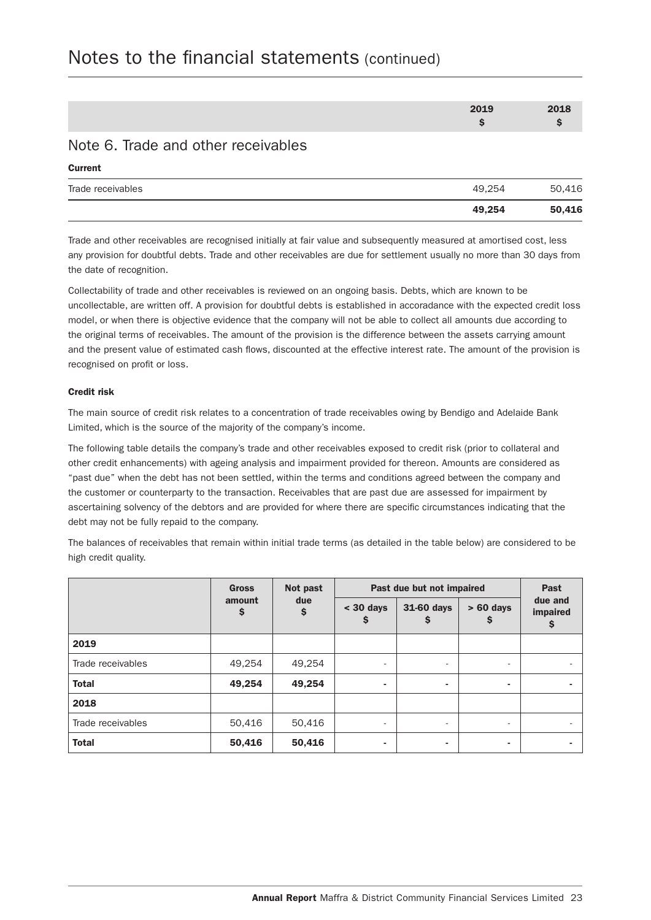# Notes to the financial statements (continued)

| | 2019 $ | 2018 $ |
|---|---|---|

## Note 6. Trade and other receivables

**Current**

| | 2019 $ | 2018 $ |
|---|---|---|
| Trade receivables | 49,254 | 50,416 |
| | **49,254** | **50,416** |

Trade and other receivables are recognised initially at fair value and subsequently measured at amortised cost, less any provision for doubtful debts. Trade and other receivables are due for settlement usually no more than 30 days from the date of recognition.

Collectability of trade and other receivables is reviewed on an ongoing basis. Debts, which are known to be uncollectable, are written off. A provision for doubtful debts is established in accoradance with the expected credit loss model, or when there is objective evidence that the company will not be able to collect all amounts due according to the original terms of receivables. The amount of the provision is the difference between the assets carrying amount and the present value of estimated cash flows, discounted at the effective interest rate. The amount of the provision is recognised on profit or loss.

**Credit risk**

The main source of credit risk relates to a concentration of trade receivables owing by Bendigo and Adelaide Bank Limited, which is the source of the majority of the company's income.

The following table details the company's trade and other receivables exposed to credit risk (prior to collateral and other credit enhancements) with ageing analysis and impairment provided for thereon. Amounts are considered as "past due" when the debt has not been settled, within the terms and conditions agreed between the company and the customer or counterparty to the transaction. Receivables that are past due are assessed for impairment by ascertaining solvency of the debtors and are provided for where there are specific circumstances indicating that the debt may not be fully repaid to the company.

The balances of receivables that remain within initial trade terms (as detailed in the table below) are considered to be high credit quality.

| | Gross amount $ | Not past due $ | Past due but not impaired | | | Past due and impaired $ |
|---|---|---|---|---|---|---|
| | | | < 30 days $ | 31-60 days $ | > 60 days $ | |
| **2019** | | | | | | |
| Trade receivables | 49,254 | 49,254 | - | - | - | - |
| **Total** | **49,254** | **49,254** | **-** | **-** | **-** | **-** |
| **2018** | | | | | | |
| Trade receivables | 50,416 | 50,416 | - | - | - | - |
| **Total** | **50,416** | **50,416** | **-** | **-** | **-** | **-** |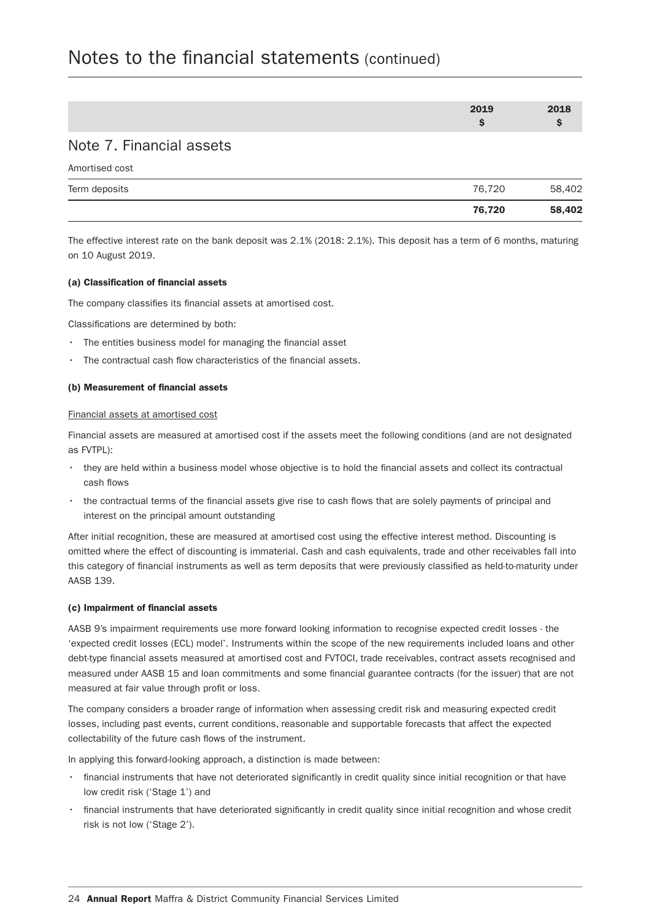# Notes to the financial statements (continued)

| | 2019 $ | 2018 $ |
|---|---|---|
| **Note 7. Financial assets** | | |
| Amortised cost | | |
| Term deposits | 76,720 | 58,402 |
| | **76,720** | **58,402** |

The effective interest rate on the bank deposit was 2.1% (2018: 2.1%). This deposit has a term of 6 months, maturing on 10 August 2019.

#### (a) Classification of financial assets

The company classifies its financial assets at amortised cost.

Classifications are determined by both:

- The entities business model for managing the financial asset
- The contractual cash flow characteristics of the financial assets.

#### (b) Measurement of financial assets

Financial assets at amortised cost

Financial assets are measured at amortised cost if the assets meet the following conditions (and are not designated as FVTPL):

- they are held within a business model whose objective is to hold the financial assets and collect its contractual cash flows
- the contractual terms of the financial assets give rise to cash flows that are solely payments of principal and interest on the principal amount outstanding

After initial recognition, these are measured at amortised cost using the effective interest method. Discounting is omitted where the effect of discounting is immaterial. Cash and cash equivalents, trade and other receivables fall into this category of financial instruments as well as term deposits that were previously classified as held-to-maturity under AASB 139.

#### (c) Impairment of financial assets

AASB 9's impairment requirements use more forward looking information to recognise expected credit losses - the 'expected credit losses (ECL) model'. Instruments within the scope of the new requirements included loans and other debt-type financial assets measured at amortised cost and FVTOCI, trade receivables, contract assets recognised and measured under AASB 15 and loan commitments and some financial guarantee contracts (for the issuer) that are not measured at fair value through profit or loss.

The company considers a broader range of information when assessing credit risk and measuring expected credit losses, including past events, current conditions, reasonable and supportable forecasts that affect the expected collectability of the future cash flows of the instrument.

In applying this forward-looking approach, a distinction is made between:

- financial instruments that have not deteriorated significantly in credit quality since initial recognition or that have low credit risk ('Stage 1') and
- financial instruments that have deteriorated significantly in credit quality since initial recognition and whose credit risk is not low ('Stage 2').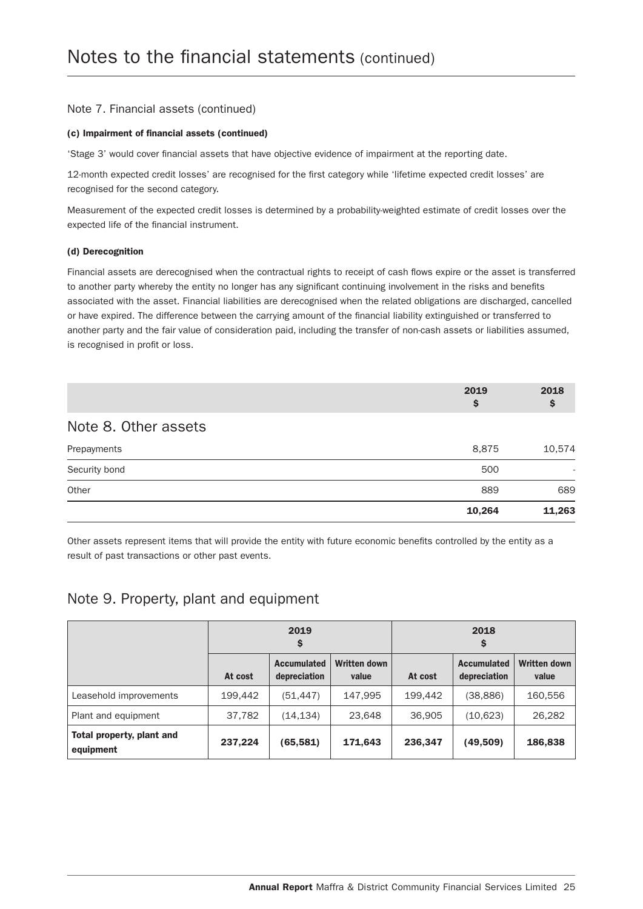# Notes to the financial statements (continued)

## Note 7. Financial assets (continued)

**(c) Impairment of financial assets (continued)**

'Stage 3' would cover financial assets that have objective evidence of impairment at the reporting date.

12-month expected credit losses' are recognised for the first category while 'lifetime expected credit losses' are recognised for the second category.

Measurement of the expected credit losses is determined by a probability-weighted estimate of credit losses over the expected life of the financial instrument.

**(d) Derecognition**

Financial assets are derecognised when the contractual rights to receipt of cash flows expire or the asset is transferred to another party whereby the entity no longer has any significant continuing involvement in the risks and benefits associated with the asset. Financial liabilities are derecognised when the related obligations are discharged, cancelled or have expired. The difference between the carrying amount of the financial liability extinguished or transferred to another party and the fair value of consideration paid, including the transfer of non-cash assets or liabilities assumed, is recognised in profit or loss.

## Note 8. Other assets

| | 2019 $ | 2018 $ |
|---|---|---|
| Prepayments | 8,875 | 10,574 |
| Security bond | 500 | - |
| Other | 889 | 689 |
| | **10,264** | **11,263** |

Other assets represent items that will provide the entity with future economic benefits controlled by the entity as a result of past transactions or other past events.

## Note 9. Property, plant and equipment

| | 2019 $ | | | 2018 $ | | |
|---|---|---|---|---|---|---|
| | At cost | Accumulated depreciation | Written down value | At cost | Accumulated depreciation | Written down value |
| Leasehold improvements | 199,442 | (51,447) | 147,995 | 199,442 | (38,886) | 160,556 |
| Plant and equipment | 37,782 | (14,134) | 23,648 | 36,905 | (10,623) | 26,282 |
| **Total property, plant and equipment** | **237,224** | **(65,581)** | **171,643** | **236,347** | **(49,509)** | **186,838** |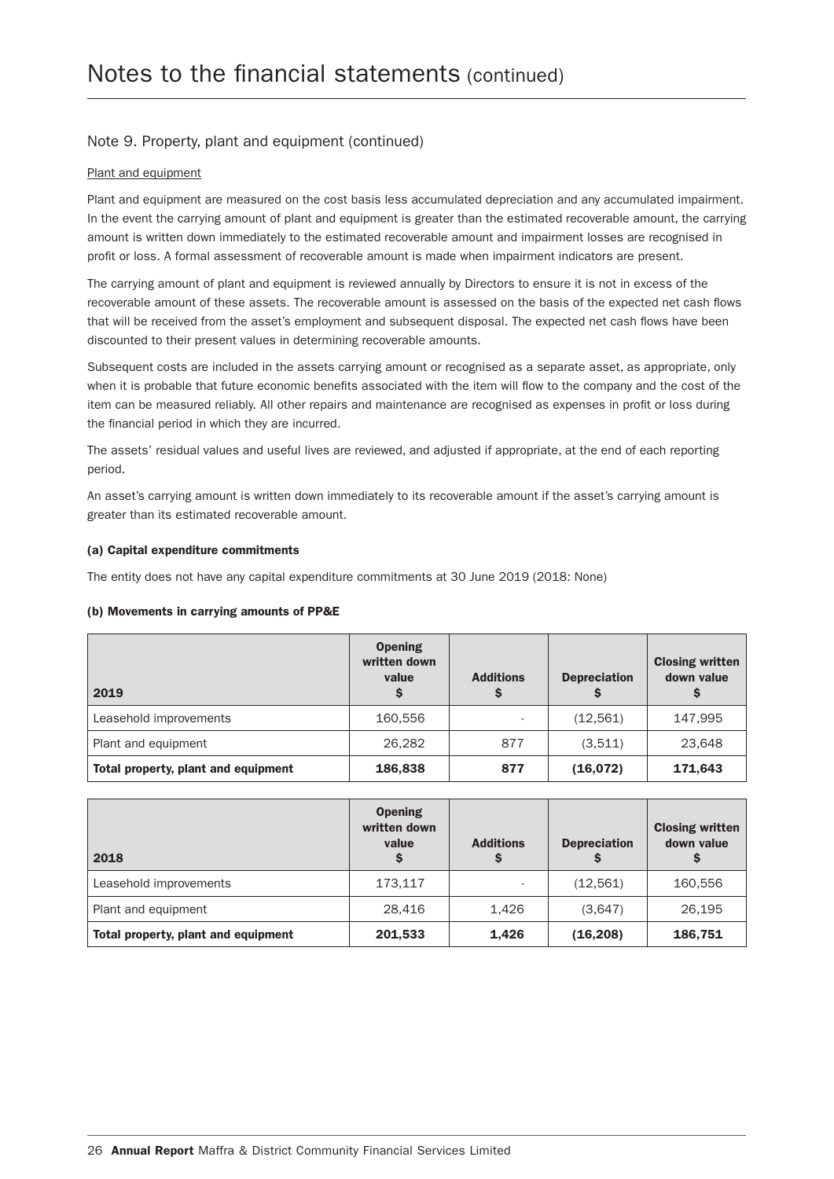# Notes to the financial statements (continued)

## Note 9. Property, plant and equipment (continued)

Plant and equipment

Plant and equipment are measured on the cost basis less accumulated depreciation and any accumulated impairment. In the event the carrying amount of plant and equipment is greater than the estimated recoverable amount, the carrying amount is written down immediately to the estimated recoverable amount and impairment losses are recognised in profit or loss. A formal assessment of recoverable amount is made when impairment indicators are present.

The carrying amount of plant and equipment is reviewed annually by Directors to ensure it is not in excess of the recoverable amount of these assets. The recoverable amount is assessed on the basis of the expected net cash flows that will be received from the asset's employment and subsequent disposal. The expected net cash flows have been discounted to their present values in determining recoverable amounts.

Subsequent costs are included in the assets carrying amount or recognised as a separate asset, as appropriate, only when it is probable that future economic benefits associated with the item will flow to the company and the cost of the item can be measured reliably. All other repairs and maintenance are recognised as expenses in profit or loss during the financial period in which they are incurred.

The assets' residual values and useful lives are reviewed, and adjusted if appropriate, at the end of each reporting period.

An asset's carrying amount is written down immediately to its recoverable amount if the asset's carrying amount is greater than its estimated recoverable amount.

**(a) Capital expenditure commitments**

The entity does not have any capital expenditure commitments at 30 June 2019 (2018: None)

**(b) Movements in carrying amounts of PP&E**

| 2019 | Opening written down value $ | Additions $ | Depreciation $ | Closing written down value $ |
|---|---|---|---|---|
| Leasehold improvements | 160,556 | - | (12,561) | 147,995 |
| Plant and equipment | 26,282 | 877 | (3,511) | 23,648 |
| **Total property, plant and equipment** | **186,838** | **877** | **(16,072)** | **171,643** |

| 2018 | Opening written down value $ | Additions $ | Depreciation $ | Closing written down value $ |
|---|---|---|---|---|
| Leasehold improvements | 173,117 | - | (12,561) | 160,556 |
| Plant and equipment | 28,416 | 1,426 | (3,647) | 26,195 |
| **Total property, plant and equipment** | **201,533** | **1,426** | **(16,208)** | **186,751** |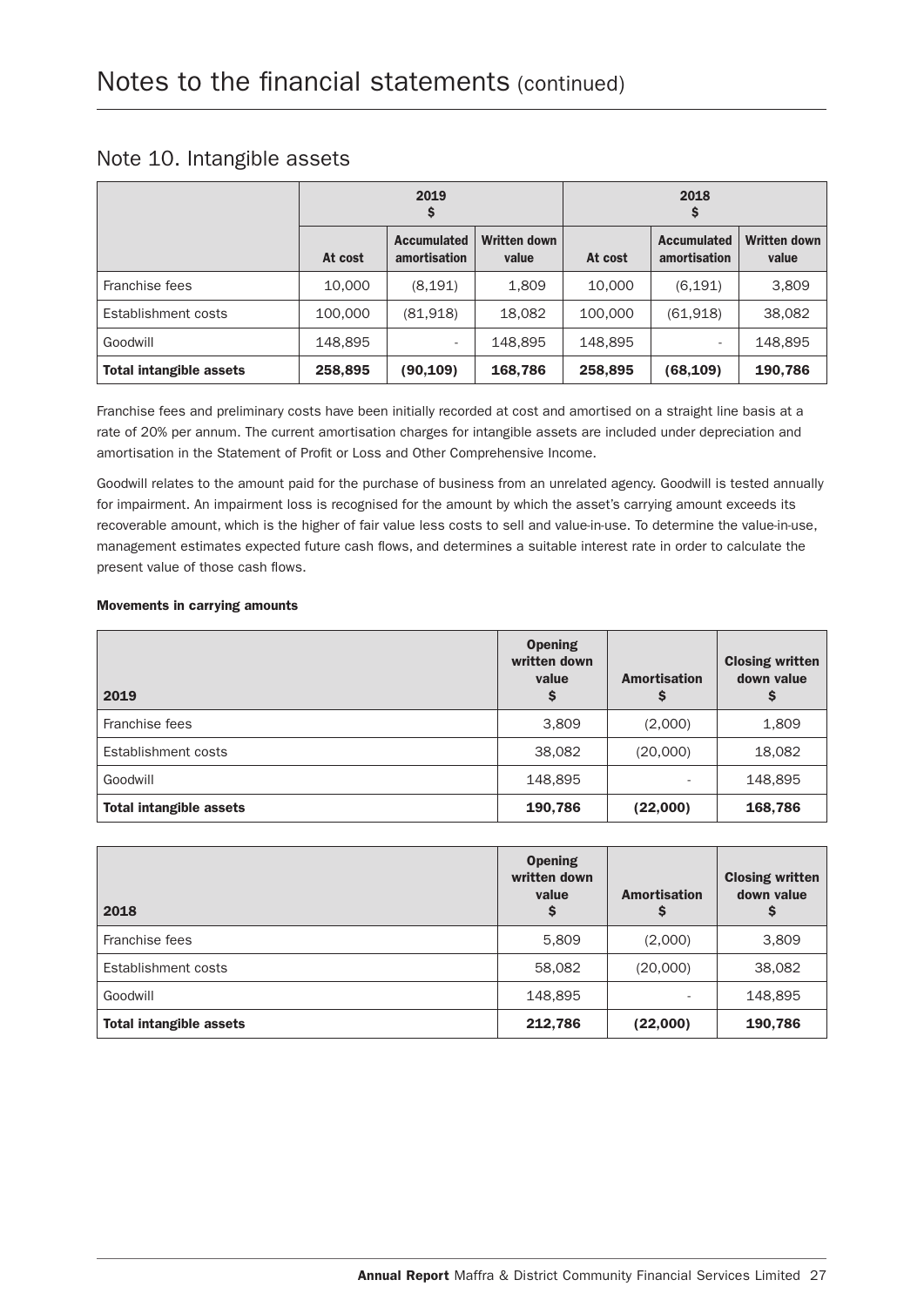# Notes to the financial statements (continued)

## Note 10. Intangible assets

| | 2019 $ | | | 2018 $ | | |
|---|---|---|---|---|---|---|
| | At cost | Accumulated amortisation | Written down value | At cost | Accumulated amortisation | Written down value |
| Franchise fees | 10,000 | (8,191) | 1,809 | 10,000 | (6,191) | 3,809 |
| Establishment costs | 100,000 | (81,918) | 18,082 | 100,000 | (61,918) | 38,082 |
| Goodwill | 148,895 | - | 148,895 | 148,895 | - | 148,895 |
| **Total intangible assets** | **258,895** | **(90,109)** | **168,786** | **258,895** | **(68,109)** | **190,786** |

Franchise fees and preliminary costs have been initially recorded at cost and amortised on a straight line basis at a rate of 20% per annum. The current amortisation charges for intangible assets are included under depreciation and amortisation in the Statement of Profit or Loss and Other Comprehensive Income.

Goodwill relates to the amount paid for the purchase of business from an unrelated agency. Goodwill is tested annually for impairment. An impairment loss is recognised for the amount by which the asset's carrying amount exceeds its recoverable amount, which is the higher of fair value less costs to sell and value-in-use. To determine the value-in-use, management estimates expected future cash flows, and determines a suitable interest rate in order to calculate the present value of those cash flows.

**Movements in carrying amounts**

| 2019 | Opening written down value $ | Amortisation $ | Closing written down value $ |
|---|---|---|---|
| Franchise fees | 3,809 | (2,000) | 1,809 |
| Establishment costs | 38,082 | (20,000) | 18,082 |
| Goodwill | 148,895 | - | 148,895 |
| **Total intangible assets** | **190,786** | **(22,000)** | **168,786** |

| 2018 | Opening written down value $ | Amortisation $ | Closing written down value $ |
|---|---|---|---|
| Franchise fees | 5,809 | (2,000) | 3,809 |
| Establishment costs | 58,082 | (20,000) | 38,082 |
| Goodwill | 148,895 | - | 148,895 |
| **Total intangible assets** | **212,786** | **(22,000)** | **190,786** |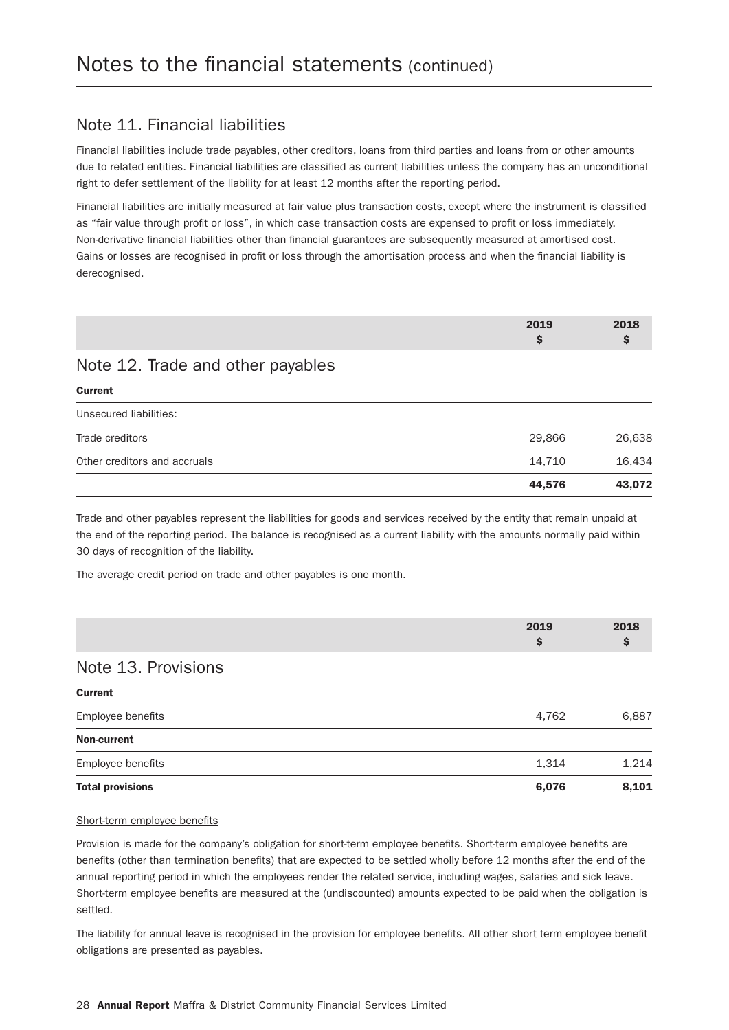# Notes to the financial statements (continued)

## Note 11. Financial liabilities

Financial liabilities include trade payables, other creditors, loans from third parties and loans from or other amounts due to related entities. Financial liabilities are classified as current liabilities unless the company has an unconditional right to defer settlement of the liability for at least 12 months after the reporting period.

Financial liabilities are initially measured at fair value plus transaction costs, except where the instrument is classified as "fair value through profit or loss", in which case transaction costs are expensed to profit or loss immediately. Non-derivative financial liabilities other than financial guarantees are subsequently measured at amortised cost. Gains or losses are recognised in profit or loss through the amortisation process and when the financial liability is derecognised.

## Note 12. Trade and other payables

| | 2019 $ | 2018 $ |
|---|---|---|
| **Current** | | |
| Unsecured liabilities: | | |
| Trade creditors | 29,866 | 26,638 |
| Other creditors and accruals | 14,710 | 16,434 |
| | **44,576** | **43,072** |

Trade and other payables represent the liabilities for goods and services received by the entity that remain unpaid at the end of the reporting period. The balance is recognised as a current liability with the amounts normally paid within 30 days of recognition of the liability.

The average credit period on trade and other payables is one month.

## Note 13. Provisions

| | 2019 $ | 2018 $ |
|---|---|---|
| **Current** | | |
| Employee benefits | 4,762 | 6,887 |
| **Non-current** | | |
| Employee benefits | 1,314 | 1,214 |
| **Total provisions** | **6,076** | **8,101** |

Short-term employee benefits

Provision is made for the company's obligation for short-term employee benefits. Short-term employee benefits are benefits (other than termination benefits) that are expected to be settled wholly before 12 months after the end of the annual reporting period in which the employees render the related service, including wages, salaries and sick leave. Short-term employee benefits are measured at the (undiscounted) amounts expected to be paid when the obligation is settled.

The liability for annual leave is recognised in the provision for employee benefits. All other short term employee benefit obligations are presented as payables.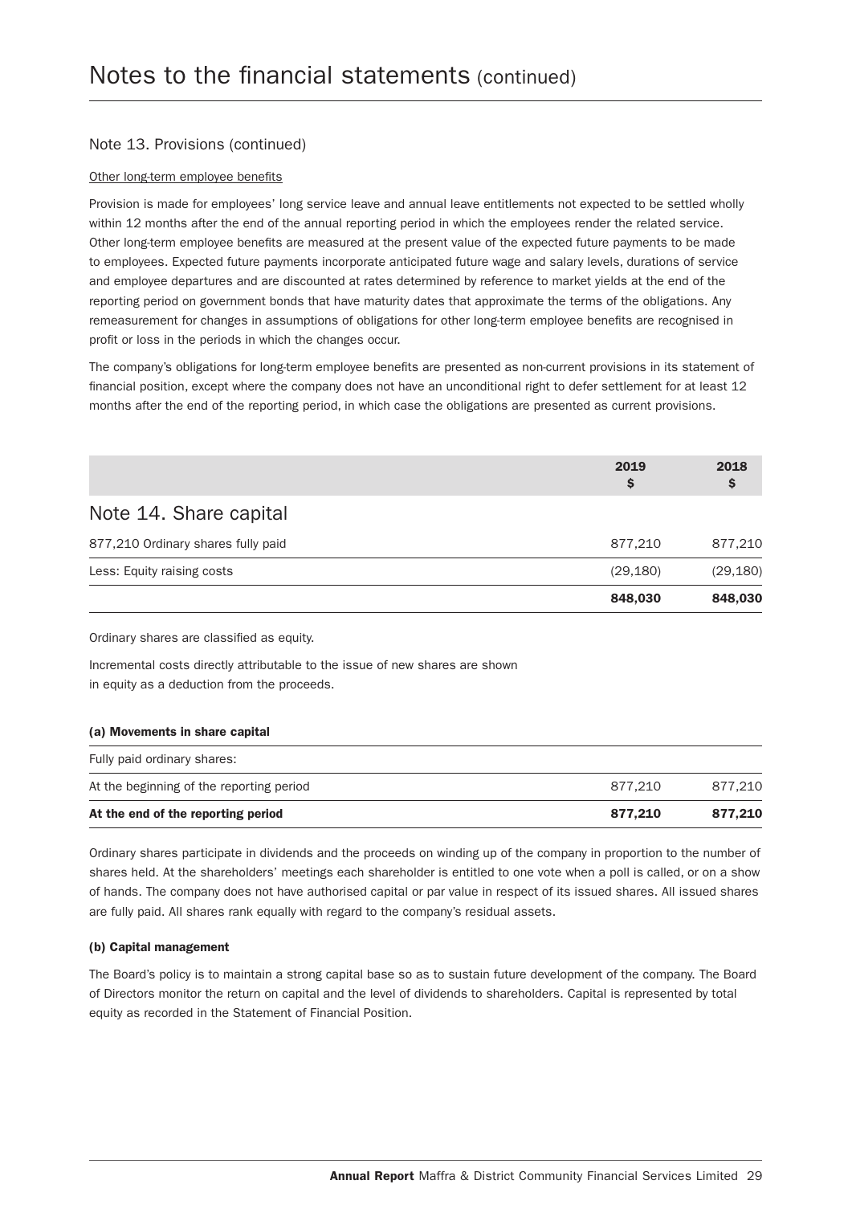# Notes to the financial statements (continued)

## Note 13. Provisions (continued)

Other long-term employee benefits

Provision is made for employees' long service leave and annual leave entitlements not expected to be settled wholly within 12 months after the end of the annual reporting period in which the employees render the related service. Other long-term employee benefits are measured at the present value of the expected future payments to be made to employees. Expected future payments incorporate anticipated future wage and salary levels, durations of service and employee departures and are discounted at rates determined by reference to market yields at the end of the reporting period on government bonds that have maturity dates that approximate the terms of the obligations. Any remeasurement for changes in assumptions of obligations for other long-term employee benefits are recognised in profit or loss in the periods in which the changes occur.

The company's obligations for long-term employee benefits are presented as non-current provisions in its statement of financial position, except where the company does not have an unconditional right to defer settlement for at least 12 months after the end of the reporting period, in which case the obligations are presented as current provisions.

## Note 14. Share capital

| | 2019 $ | 2018 $ |
|---|---|---|
| 877,210 Ordinary shares fully paid | 877,210 | 877,210 |
| Less: Equity raising costs | (29,180) | (29,180) |
| | **848,030** | **848,030** |

Ordinary shares are classified as equity.

Incremental costs directly attributable to the issue of new shares are shown in equity as a deduction from the proceeds.

**(a) Movements in share capital**

| | | |
|---|---|---|
| Fully paid ordinary shares: | | |
| At the beginning of the reporting period | 877,210 | 877,210 |
| **At the end of the reporting period** | **877,210** | **877,210** |

Ordinary shares participate in dividends and the proceeds on winding up of the company in proportion to the number of shares held. At the shareholders' meetings each shareholder is entitled to one vote when a poll is called, or on a show of hands. The company does not have authorised capital or par value in respect of its issued shares. All issued shares are fully paid. All shares rank equally with regard to the company's residual assets.

**(b) Capital management**

The Board's policy is to maintain a strong capital base so as to sustain future development of the company. The Board of Directors monitor the return on capital and the level of dividends to shareholders. Capital is represented by total equity as recorded in the Statement of Financial Position.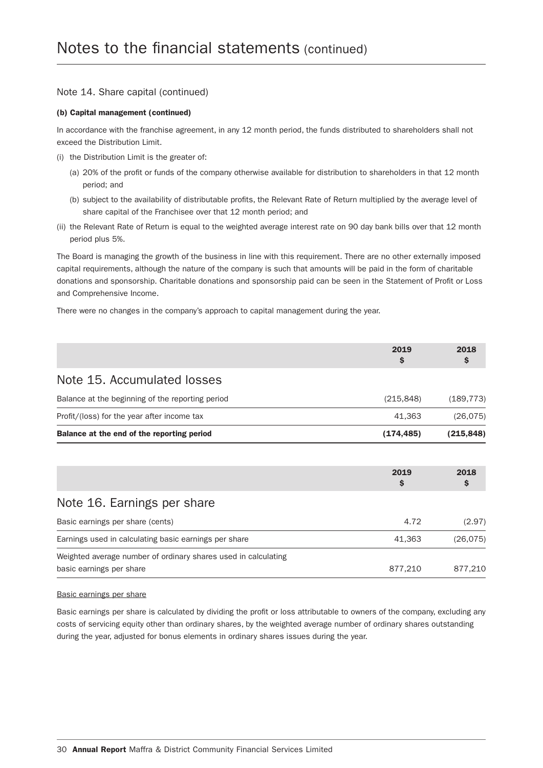# Notes to the financial statements (continued)

## Note 14. Share capital (continued)

**(b) Capital management (continued)**

In accordance with the franchise agreement, in any 12 month period, the funds distributed to shareholders shall not exceed the Distribution Limit.

(i) the Distribution Limit is the greater of:

(a) 20% of the profit or funds of the company otherwise available for distribution to shareholders in that 12 month period; and

(b) subject to the availability of distributable profits, the Relevant Rate of Return multiplied by the average level of share capital of the Franchisee over that 12 month period; and

(ii) the Relevant Rate of Return is equal to the weighted average interest rate on 90 day bank bills over that 12 month period plus 5%.

The Board is managing the growth of the business in line with this requirement. There are no other externally imposed capital requirements, although the nature of the company is such that amounts will be paid in the form of charitable donations and sponsorship. Charitable donations and sponsorship paid can be seen in the Statement of Profit or Loss and Comprehensive Income.

There were no changes in the company's approach to capital management during the year.

## Note 15. Accumulated losses

| | 2019 $ | 2018 $ |
|---|---|---|
| Balance at the beginning of the reporting period | (215,848) | (189,773) |
| Profit/(loss) for the year after income tax | 41,363 | (26,075) |
| **Balance at the end of the reporting period** | **(174,485)** | **(215,848)** |

## Note 16. Earnings per share

| | 2019 $ | 2018 $ |
|---|---|---|
| Basic earnings per share (cents) | 4.72 | (2.97) |
| Earnings used in calculating basic earnings per share | 41,363 | (26,075) |
| Weighted average number of ordinary shares used in calculating basic earnings per share | 877,210 | 877,210 |

Basic earnings per share

Basic earnings per share is calculated by dividing the profit or loss attributable to owners of the company, excluding any costs of servicing equity other than ordinary shares, by the weighted average number of ordinary shares outstanding during the year, adjusted for bonus elements in ordinary shares issues during the year.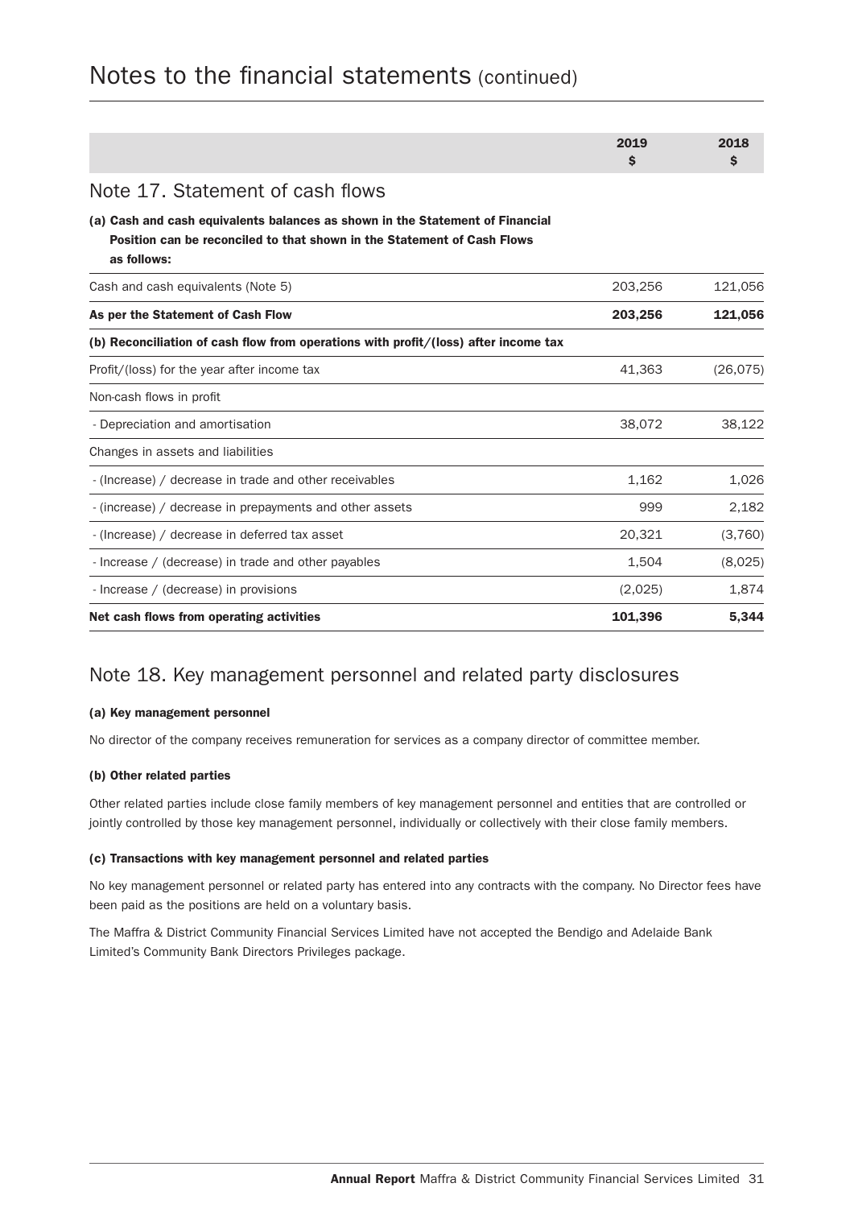# Notes to the financial statements (continued)

| | 2019 $ | 2018 $ |
|---|---|---|
| **Note 17. Statement of cash flows** | | |
| **(a) Cash and cash equivalents balances as shown in the Statement of Financial Position can be reconciled to that shown in the Statement of Cash Flows as follows:** | | |
| Cash and cash equivalents (Note 5) | 203,256 | 121,056 |
| **As per the Statement of Cash Flow** | **203,256** | **121,056** |
| **(b) Reconciliation of cash flow from operations with profit/(loss) after income tax** | | |
| Profit/(loss) for the year after income tax | 41,363 | (26,075) |
| Non-cash flows in profit | | |
| - Depreciation and amortisation | 38,072 | 38,122 |
| Changes in assets and liabilities | | |
| - (Increase) / decrease in trade and other receivables | 1,162 | 1,026 |
| - (increase) / decrease in prepayments and other assets | 999 | 2,182 |
| - (Increase) / decrease in deferred tax asset | 20,321 | (3,760) |
| - Increase / (decrease) in trade and other payables | 1,504 | (8,025) |
| - Increase / (decrease) in provisions | (2,025) | 1,874 |
| **Net cash flows from operating activities** | **101,396** | **5,344** |

## Note 18. Key management personnel and related party disclosures

#### (a) Key management personnel

No director of the company receives remuneration for services as a company director of committee member.

#### (b) Other related parties

Other related parties include close family members of key management personnel and entities that are controlled or jointly controlled by those key management personnel, individually or collectively with their close family members.

#### (c) Transactions with key management personnel and related parties

No key management personnel or related party has entered into any contracts with the company. No Director fees have been paid as the positions are held on a voluntary basis.

The Maffra & District Community Financial Services Limited have not accepted the Bendigo and Adelaide Bank Limited's Community Bank Directors Privileges package.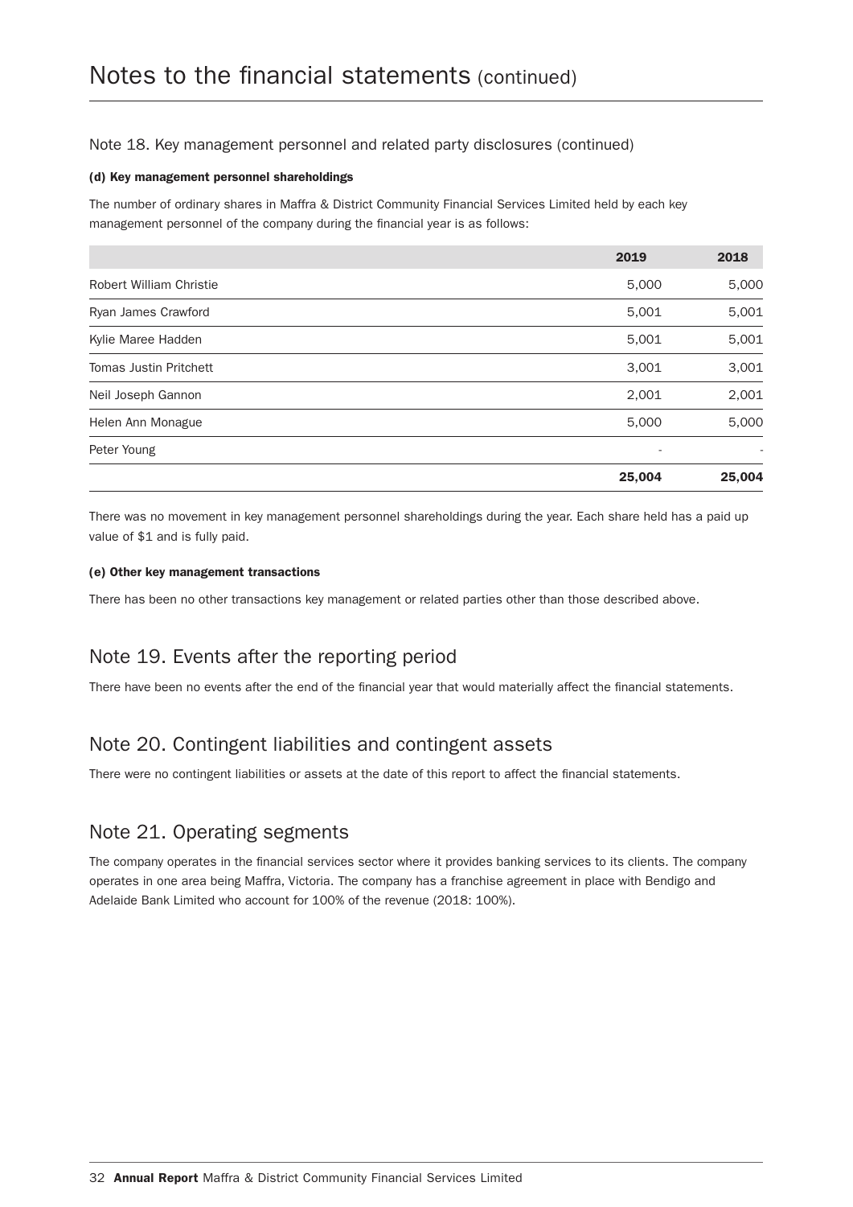# Notes to the financial statements (continued)

Note 18. Key management personnel and related party disclosures (continued)

#### (d) Key management personnel shareholdings

The number of ordinary shares in Maffra & District Community Financial Services Limited held by each key management personnel of the company during the financial year is as follows:

| | 2019 | 2018 |
|---|---|---|
| Robert William Christie | 5,000 | 5,000 |
| Ryan James Crawford | 5,001 | 5,001 |
| Kylie Maree Hadden | 5,001 | 5,001 |
| Tomas Justin Pritchett | 3,001 | 3,001 |
| Neil Joseph Gannon | 2,001 | 2,001 |
| Helen Ann Monague | 5,000 | 5,000 |
| Peter Young | - | - |
| | **25,004** | **25,004** |

There was no movement in key management personnel shareholdings during the year. Each share held has a paid up value of $1 and is fully paid.

#### (e) Other key management transactions

There has been no other transactions key management or related parties other than those described above.

## Note 19. Events after the reporting period

There have been no events after the end of the financial year that would materially affect the financial statements.

## Note 20. Contingent liabilities and contingent assets

There were no contingent liabilities or assets at the date of this report to affect the financial statements.

## Note 21. Operating segments

The company operates in the financial services sector where it provides banking services to its clients. The company operates in one area being Maffra, Victoria. The company has a franchise agreement in place with Bendigo and Adelaide Bank Limited who account for 100% of the revenue (2018: 100%).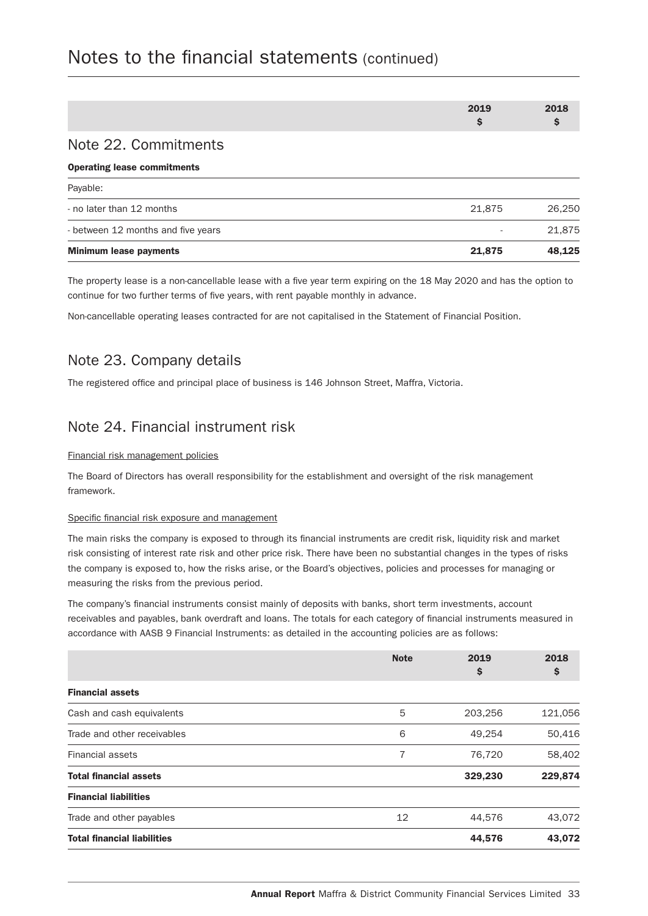# Notes to the financial statements (continued)

## Note 22. Commitments

| | 2019 $ | 2018 $ |
|---|---|---|
| **Operating lease commitments** | | |
| Payable: | | |
| - no later than 12 months | 21,875 | 26,250 |
| - between 12 months and five years | - | 21,875 |
| **Minimum lease payments** | **21,875** | **48,125** |

The property lease is a non-cancellable lease with a five year term expiring on the 18 May 2020 and has the option to continue for two further terms of five years, with rent payable monthly in advance.

Non-cancellable operating leases contracted for are not capitalised in the Statement of Financial Position.

## Note 23. Company details

The registered office and principal place of business is 146 Johnson Street, Maffra, Victoria.

## Note 24. Financial instrument risk

Financial risk management policies

The Board of Directors has overall responsibility for the establishment and oversight of the risk management framework.

Specific financial risk exposure and management

The main risks the company is exposed to through its financial instruments are credit risk, liquidity risk and market risk consisting of interest rate risk and other price risk. There have been no substantial changes in the types of risks the company is exposed to, how the risks arise, or the Board's objectives, policies and processes for managing or measuring the risks from the previous period.

The company's financial instruments consist mainly of deposits with banks, short term investments, account receivables and payables, bank overdraft and loans. The totals for each category of financial instruments measured in accordance with AASB 9 Financial Instruments: as detailed in the accounting policies are as follows:

| | Note | 2019 $ | 2018 $ |
|---|---|---|---|
| **Financial assets** | | | |
| Cash and cash equivalents | 5 | 203,256 | 121,056 |
| Trade and other receivables | 6 | 49,254 | 50,416 |
| Financial assets | 7 | 76,720 | 58,402 |
| **Total financial assets** | | **329,230** | **229,874** |
| **Financial liabilities** | | | |
| Trade and other payables | 12 | 44,576 | 43,072 |
| **Total financial liabilities** | | **44,576** | **43,072** |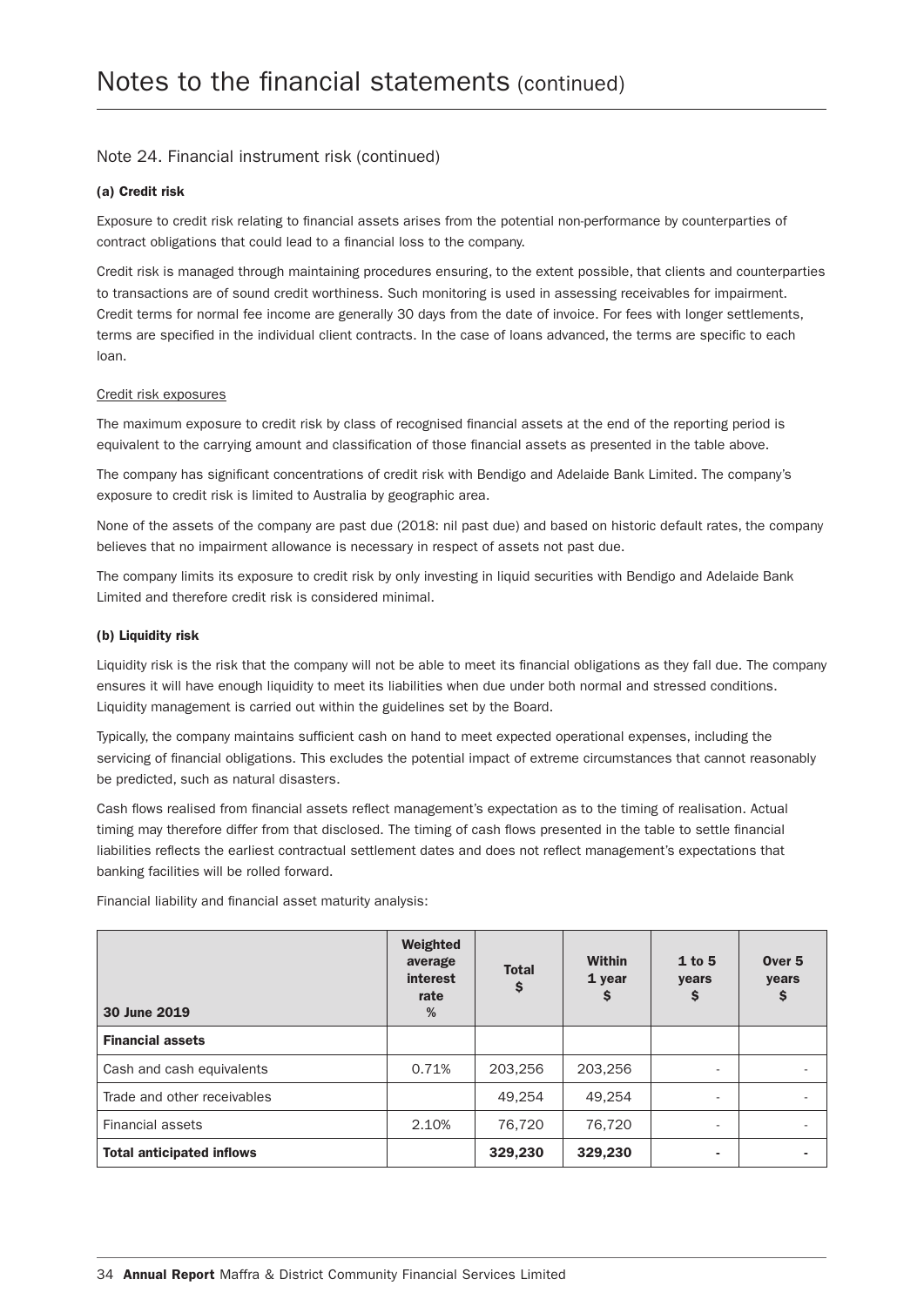# Notes to the financial statements (continued)

## Note 24. Financial instrument risk (continued)

**(a) Credit risk**

Exposure to credit risk relating to financial assets arises from the potential non-performance by counterparties of contract obligations that could lead to a financial loss to the company.

Credit risk is managed through maintaining procedures ensuring, to the extent possible, that clients and counterparties to transactions are of sound credit worthiness. Such monitoring is used in assessing receivables for impairment. Credit terms for normal fee income are generally 30 days from the date of invoice. For fees with longer settlements, terms are specified in the individual client contracts. In the case of loans advanced, the terms are specific to each loan.

Credit risk exposures

The maximum exposure to credit risk by class of recognised financial assets at the end of the reporting period is equivalent to the carrying amount and classification of those financial assets as presented in the table above.

The company has significant concentrations of credit risk with Bendigo and Adelaide Bank Limited. The company's exposure to credit risk is limited to Australia by geographic area.

None of the assets of the company are past due (2018: nil past due) and based on historic default rates, the company believes that no impairment allowance is necessary in respect of assets not past due.

The company limits its exposure to credit risk by only investing in liquid securities with Bendigo and Adelaide Bank Limited and therefore credit risk is considered minimal.

**(b) Liquidity risk**

Liquidity risk is the risk that the company will not be able to meet its financial obligations as they fall due. The company ensures it will have enough liquidity to meet its liabilities when due under both normal and stressed conditions. Liquidity management is carried out within the guidelines set by the Board.

Typically, the company maintains sufficient cash on hand to meet expected operational expenses, including the servicing of financial obligations. This excludes the potential impact of extreme circumstances that cannot reasonably be predicted, such as natural disasters.

Cash flows realised from financial assets reflect management's expectation as to the timing of realisation. Actual timing may therefore differ from that disclosed. The timing of cash flows presented in the table to settle financial liabilities reflects the earliest contractual settlement dates and does not reflect management's expectations that banking facilities will be rolled forward.

Financial liability and financial asset maturity analysis:

| 30 June 2019 | Weighted average interest rate % | Total $ | Within 1 year $ | 1 to 5 years $ | Over 5 years $ |
|---|---|---|---|---|---|
| **Financial assets** | | | | | |
| Cash and cash equivalents | 0.71% | 203,256 | 203,256 | - | - |
| Trade and other receivables | | 49,254 | 49,254 | - | - |
| Financial assets | 2.10% | 76,720 | 76,720 | - | - |
| **Total anticipated inflows** | | **329,230** | **329,230** | **-** | **-** |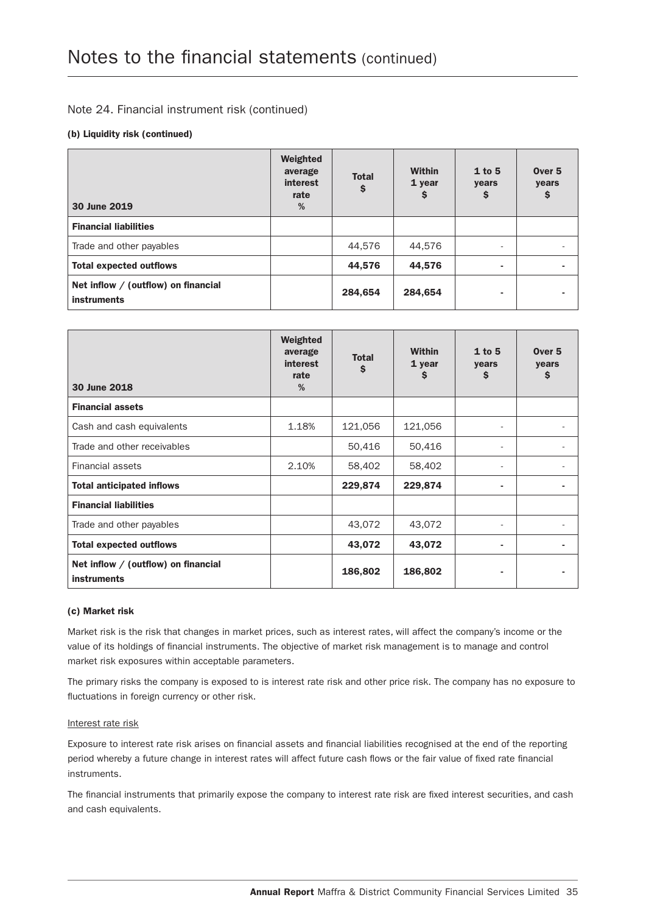# Notes to the financial statements (continued)

## Note 24. Financial instrument risk (continued)

### (b) Liquidity risk (continued)

| 30 June 2019 | Weighted average interest rate % | Total $ | Within 1 year $ | 1 to 5 years $ | Over 5 years $ |
|---|---|---|---|---|---|
| **Financial liabilities** | | | | | |
| Trade and other payables | | 44,576 | 44,576 | - | - |
| **Total expected outflows** | | **44,576** | **44,576** | **-** | **-** |
| **Net inflow / (outflow) on financial instruments** | | **284,654** | **284,654** | **-** | **-** |

| 30 June 2018 | Weighted average interest rate % | Total $ | Within 1 year $ | 1 to 5 years $ | Over 5 years $ |
|---|---|---|---|---|---|
| **Financial assets** | | | | | |
| Cash and cash equivalents | 1.18% | 121,056 | 121,056 | - | - |
| Trade and other receivables | | 50,416 | 50,416 | - | - |
| Financial assets | 2.10% | 58,402 | 58,402 | - | - |
| **Total anticipated inflows** | | **229,874** | **229,874** | **-** | **-** |
| **Financial liabilities** | | | | | |
| Trade and other payables | | 43,072 | 43,072 | - | - |
| **Total expected outflows** | | **43,072** | **43,072** | **-** | **-** |
| **Net inflow / (outflow) on financial instruments** | | **186,802** | **186,802** | **-** | **-** |

### (c) Market risk

Market risk is the risk that changes in market prices, such as interest rates, will affect the company's income or the value of its holdings of financial instruments. The objective of market risk management is to manage and control market risk exposures within acceptable parameters.

The primary risks the company is exposed to is interest rate risk and other price risk. The company has no exposure to fluctuations in foreign currency or other risk.

#### Interest rate risk

Exposure to interest rate risk arises on financial assets and financial liabilities recognised at the end of the reporting period whereby a future change in interest rates will affect future cash flows or the fair value of fixed rate financial instruments.

The financial instruments that primarily expose the company to interest rate risk are fixed interest securities, and cash and cash equivalents.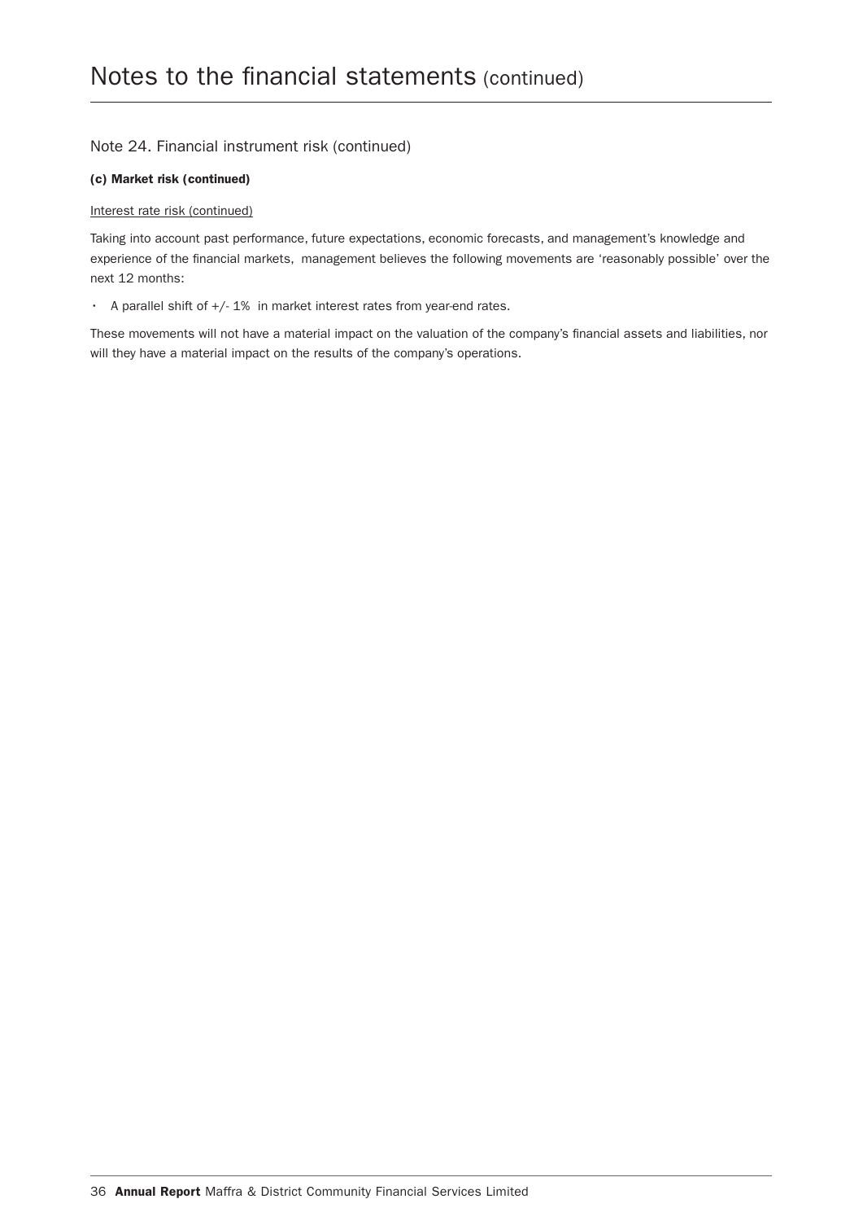# Notes to the financial statements (continued)

## Note 24. Financial instrument risk (continued)

### (c) Market risk (continued)

Interest rate risk (continued)

Taking into account past performance, future expectations, economic forecasts, and management's knowledge and experience of the financial markets, management believes the following movements are 'reasonably possible' over the next 12 months:

- A parallel shift of +/- 1% in market interest rates from year-end rates.

These movements will not have a material impact on the valuation of the company's financial assets and liabilities, nor will they have a material impact on the results of the company's operations.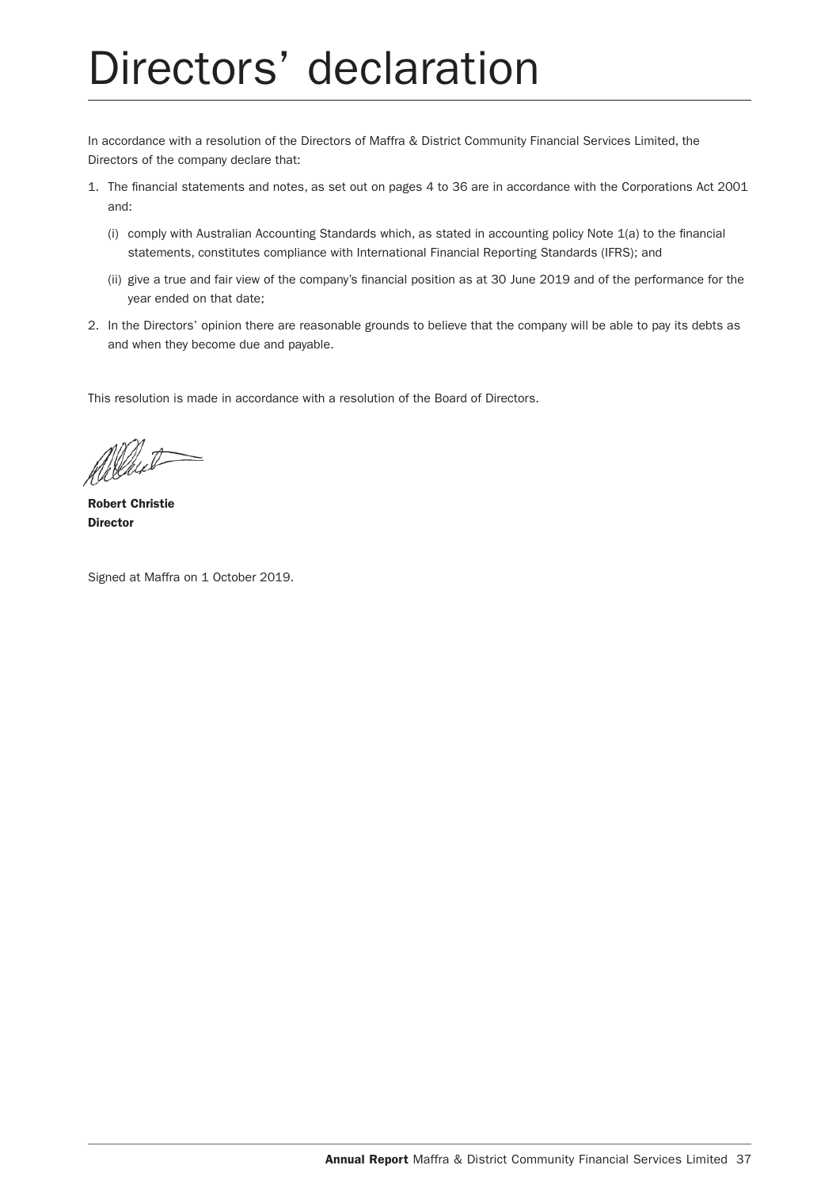# Directors' declaration

In accordance with a resolution of the Directors of Maffra & District Community Financial Services Limited, the Directors of the company declare that:

1. The financial statements and notes, as set out on pages 4 to 36 are in accordance with the Corporations Act 2001 and:
   
   (i) comply with Australian Accounting Standards which, as stated in accounting policy Note 1(a) to the financial statements, constitutes compliance with International Financial Reporting Standards (IFRS); and
   
   (ii) give a true and fair view of the company's financial position as at 30 June 2019 and of the performance for the year ended on that date;

2. In the Directors' opinion there are reasonable grounds to believe that the company will be able to pay its debts as and when they become due and payable.

This resolution is made in accordance with a resolution of the Board of Directors.

**Robert Christie**
**Director**

Signed at Maffra on 1 October 2019.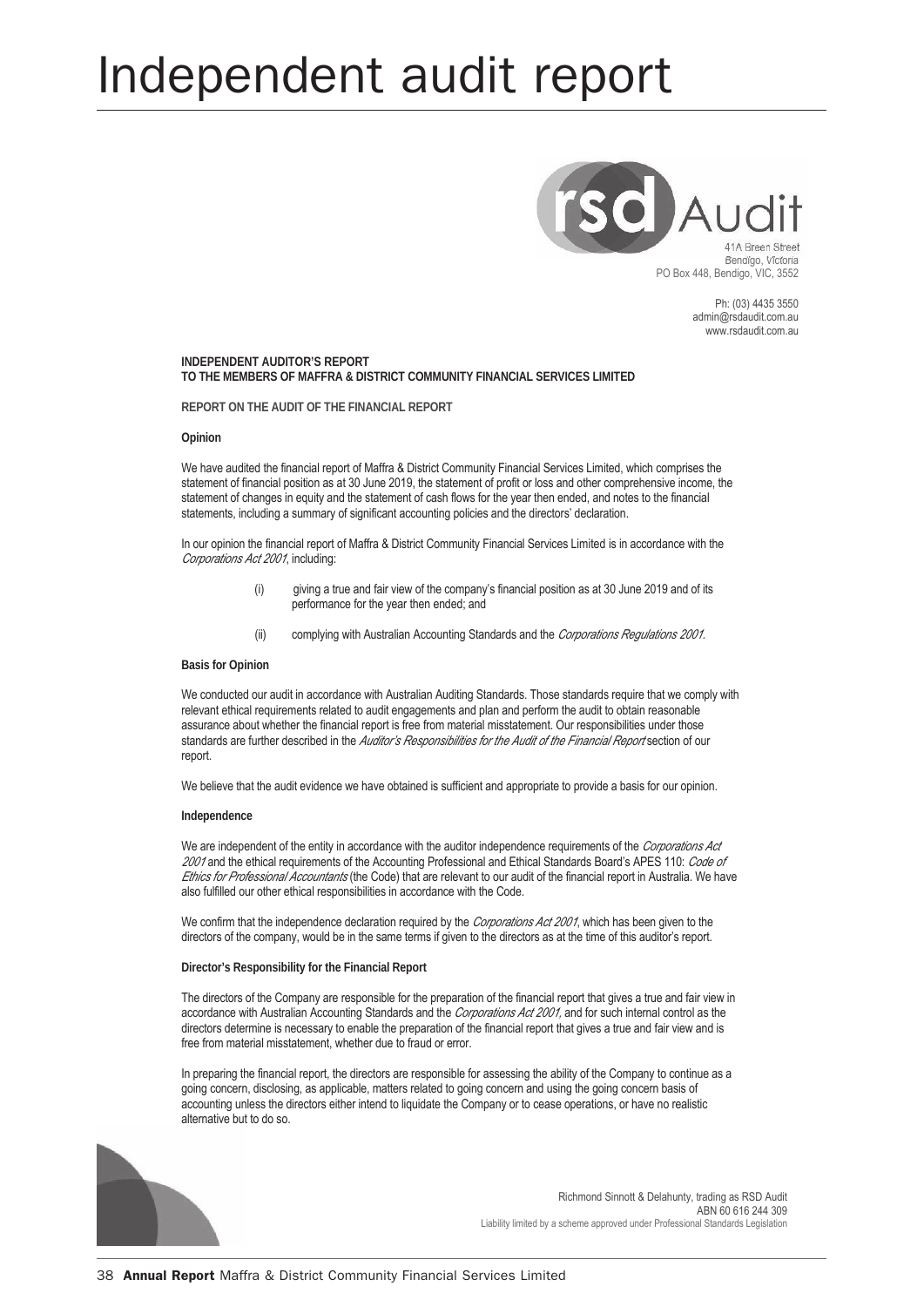# Independent audit report

41A Breen Street
Bendigo, Victoria
PO Box 448, Bendigo, VIC, 3552

Ph: (03) 4435 3550
admin@rsdaudit.com.au
www.rsdaudit.com.au

**INDEPENDENT AUDITOR'S REPORT**
**TO THE MEMBERS OF MAFFRA & DISTRICT COMMUNITY FINANCIAL SERVICES LIMITED**

**REPORT ON THE AUDIT OF THE FINANCIAL REPORT**

**Opinion**

We have audited the financial report of Maffra & District Community Financial Services Limited, which comprises the statement of financial position as at 30 June 2019, the statement of profit or loss and other comprehensive income, the statement of changes in equity and the statement of cash flows for the year then ended, and notes to the financial statements, including a summary of significant accounting policies and the directors' declaration.

In our opinion the financial report of Maffra & District Community Financial Services Limited is in accordance with the *Corporations Act 2001*, including:

(i) giving a true and fair view of the company's financial position as at 30 June 2019 and of its performance for the year then ended; and

(ii) complying with Australian Accounting Standards and the *Corporations Regulations 2001.*

**Basis for Opinion**

We conducted our audit in accordance with Australian Auditing Standards. Those standards require that we comply with relevant ethical requirements related to audit engagements and plan and perform the audit to obtain reasonable assurance about whether the financial report is free from material misstatement. Our responsibilities under those standards are further described in the *Auditor's Responsibilities for the Audit of the Financial Report* section of our report.

We believe that the audit evidence we have obtained is sufficient and appropriate to provide a basis for our opinion.

**Independence**

We are independent of the entity in accordance with the auditor independence requirements of the *Corporations Act 2001* and the ethical requirements of the Accounting Professional and Ethical Standards Board's APES 110: *Code of Ethics for Professional Accountants* (the Code) that are relevant to our audit of the financial report in Australia. We have also fulfilled our other ethical responsibilities in accordance with the Code.

We confirm that the independence declaration required by the *Corporations Act 2001*, which has been given to the directors of the company, would be in the same terms if given to the directors as at the time of this auditor's report.

**Director's Responsibility for the Financial Report**

The directors of the Company are responsible for the preparation of the financial report that gives a true and fair view in accordance with Australian Accounting Standards and the *Corporations Act 2001,* and for such internal control as the directors determine is necessary to enable the preparation of the financial report that gives a true and fair view and is free from material misstatement, whether due to fraud or error.

In preparing the financial report, the directors are responsible for assessing the ability of the Company to continue as a going concern, disclosing, as applicable, matters related to going concern and using the going concern basis of accounting unless the directors either intend to liquidate the Company or to cease operations, or have no realistic alternative but to do so.

Richmond Sinnott & Delahunty, trading as RSD Audit
ABN 60 616 244 309
Liability limited by a scheme approved under Professional Standards Legislation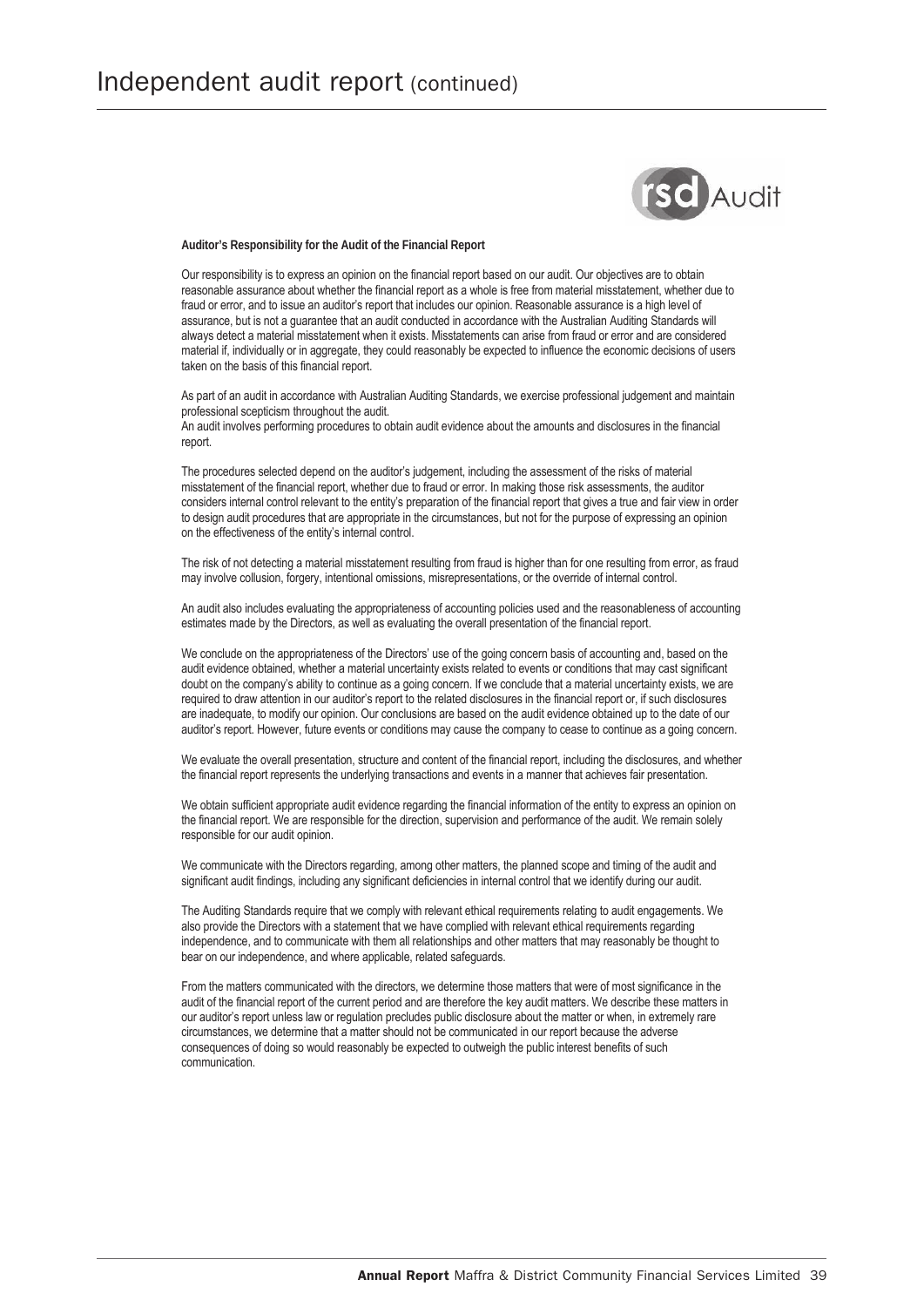# Independent audit report (continued)

**Auditor's Responsibility for the Audit of the Financial Report**

Our responsibility is to express an opinion on the financial report based on our audit. Our objectives are to obtain reasonable assurance about whether the financial report as a whole is free from material misstatement, whether due to fraud or error, and to issue an auditor's report that includes our opinion. Reasonable assurance is a high level of assurance, but is not a guarantee that an audit conducted in accordance with the Australian Auditing Standards will always detect a material misstatement when it exists. Misstatements can arise from fraud or error and are considered material if, individually or in aggregate, they could reasonably be expected to influence the economic decisions of users taken on the basis of this financial report.

As part of an audit in accordance with Australian Auditing Standards, we exercise professional judgement and maintain professional scepticism throughout the audit.
An audit involves performing procedures to obtain audit evidence about the amounts and disclosures in the financial report.

The procedures selected depend on the auditor's judgement, including the assessment of the risks of material misstatement of the financial report, whether due to fraud or error. In making those risk assessments, the auditor considers internal control relevant to the entity's preparation of the financial report that gives a true and fair view in order to design audit procedures that are appropriate in the circumstances, but not for the purpose of expressing an opinion on the effectiveness of the entity's internal control.

The risk of not detecting a material misstatement resulting from fraud is higher than for one resulting from error, as fraud may involve collusion, forgery, intentional omissions, misrepresentations, or the override of internal control.

An audit also includes evaluating the appropriateness of accounting policies used and the reasonableness of accounting estimates made by the Directors, as well as evaluating the overall presentation of the financial report.

We conclude on the appropriateness of the Directors' use of the going concern basis of accounting and, based on the audit evidence obtained, whether a material uncertainty exists related to events or conditions that may cast significant doubt on the company's ability to continue as a going concern. If we conclude that a material uncertainty exists, we are required to draw attention in our auditor's report to the related disclosures in the financial report or, if such disclosures are inadequate, to modify our opinion. Our conclusions are based on the audit evidence obtained up to the date of our auditor's report. However, future events or conditions may cause the company to cease to continue as a going concern.

We evaluate the overall presentation, structure and content of the financial report, including the disclosures, and whether the financial report represents the underlying transactions and events in a manner that achieves fair presentation.

We obtain sufficient appropriate audit evidence regarding the financial information of the entity to express an opinion on the financial report. We are responsible for the direction, supervision and performance of the audit. We remain solely responsible for our audit opinion.

We communicate with the Directors regarding, among other matters, the planned scope and timing of the audit and significant audit findings, including any significant deficiencies in internal control that we identify during our audit.

The Auditing Standards require that we comply with relevant ethical requirements relating to audit engagements. We also provide the Directors with a statement that we have complied with relevant ethical requirements regarding independence, and to communicate with them all relationships and other matters that may reasonably be thought to bear on our independence, and where applicable, related safeguards.

From the matters communicated with the directors, we determine those matters that were of most significance in the audit of the financial report of the current period and are therefore the key audit matters. We describe these matters in our auditor's report unless law or regulation precludes public disclosure about the matter or when, in extremely rare circumstances, we determine that a matter should not be communicated in our report because the adverse consequences of doing so would reasonably be expected to outweigh the public interest benefits of such communication.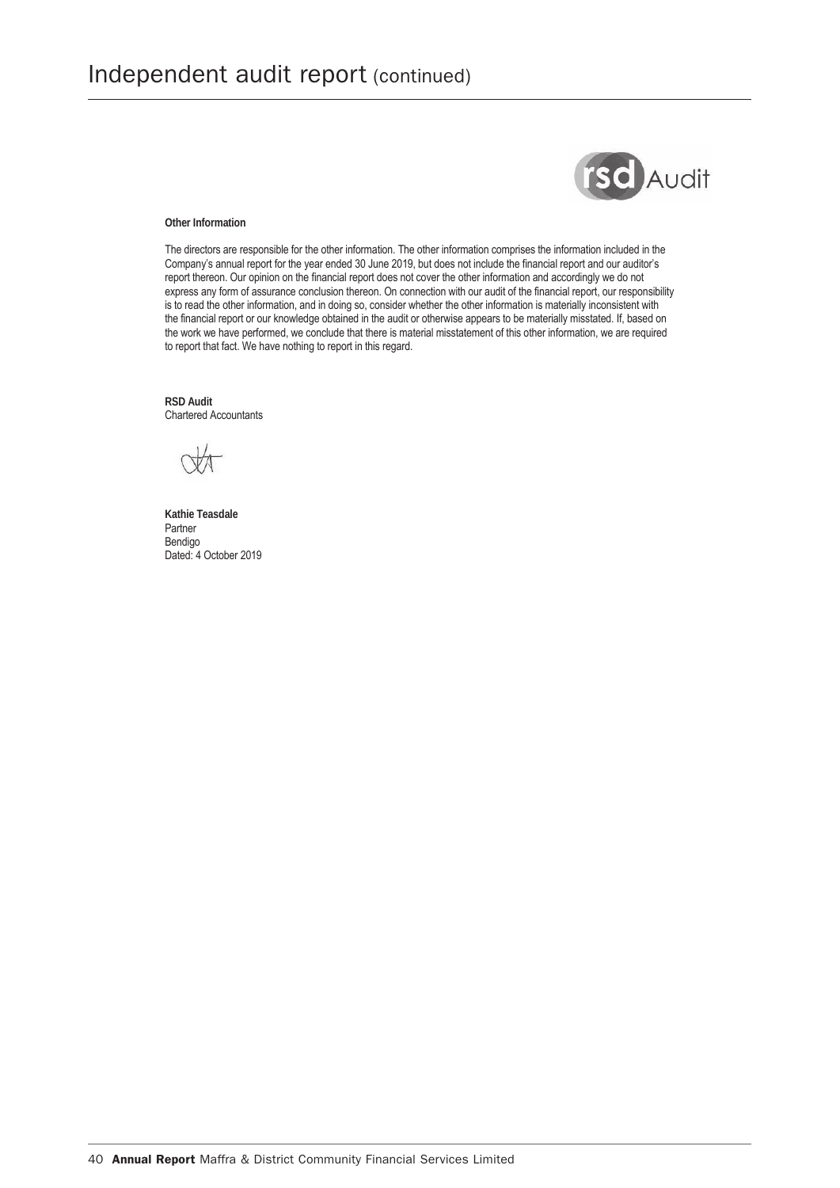# Independent audit report (continued)

**Other Information**

The directors are responsible for the other information. The other information comprises the information included in the Company's annual report for the year ended 30 June 2019, but does not include the financial report and our auditor's report thereon. Our opinion on the financial report does not cover the other information and accordingly we do not express any form of assurance conclusion thereon. On connection with our audit of the financial report, our responsibility is to read the other information, and in doing so, consider whether the other information is materially inconsistent with the financial report or our knowledge obtained in the audit or otherwise appears to be materially misstated. If, based on the work we have performed, we conclude that there is material misstatement of this other information, we are required to report that fact. We have nothing to report in this regard.

**RSD Audit**
Chartered Accountants

**Kathie Teasdale**
Partner
Bendigo
Dated: 4 October 2019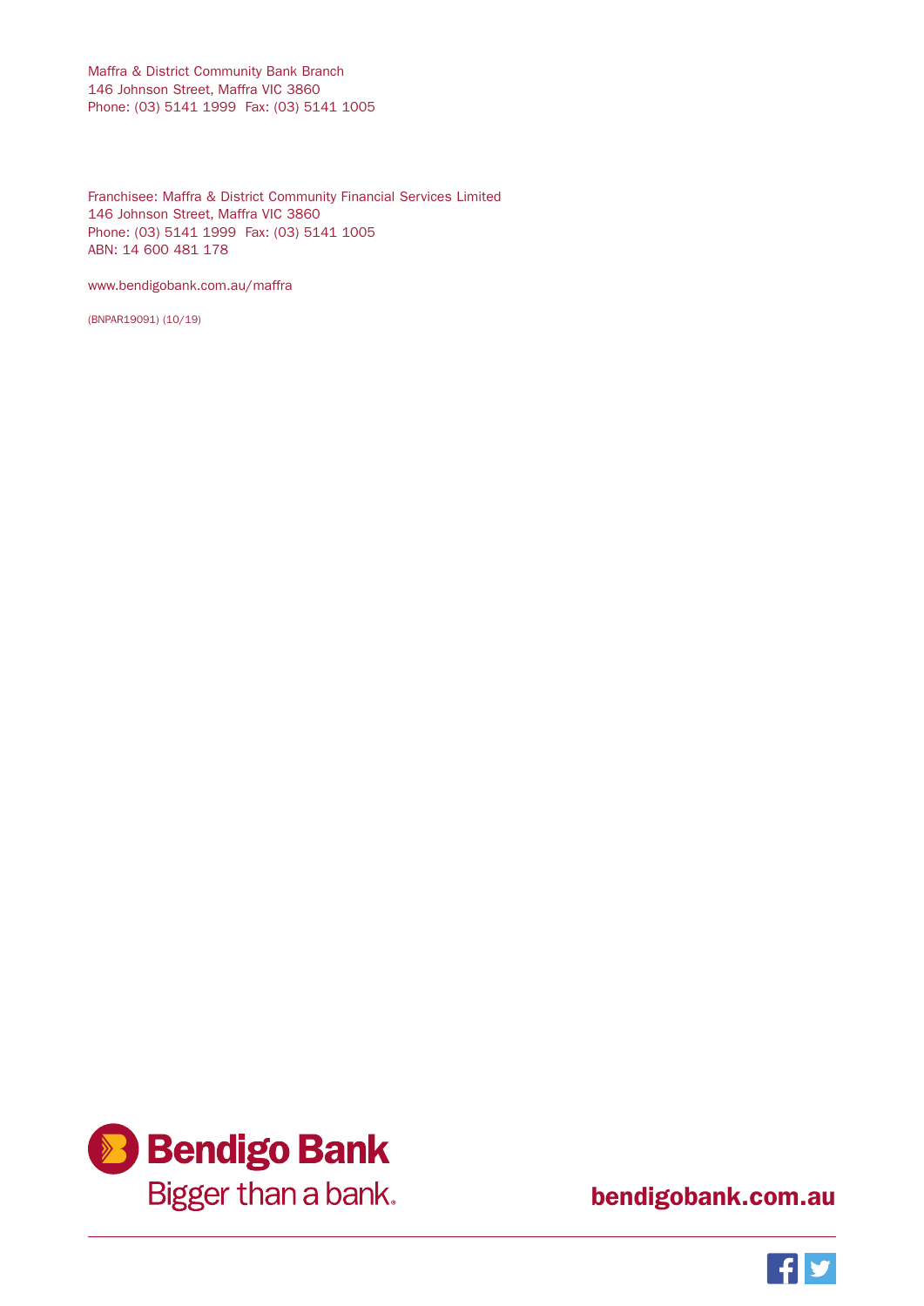Maffra & District Community Bank Branch
146 Johnson Street, Maffra VIC 3860
Phone: (03) 5141 1999  Fax: (03) 5141 1005

Franchisee: Maffra & District Community Financial Services Limited
146 Johnson Street, Maffra VIC 3860
Phone: (03) 5141 1999  Fax: (03) 5141 1005
ABN: 14 600 481 178

www.bendigobank.com.au/maffra

(BNPAR19091) (10/19)

Bendigo Bank
Bigger than a bank.

bendigobank.com.au